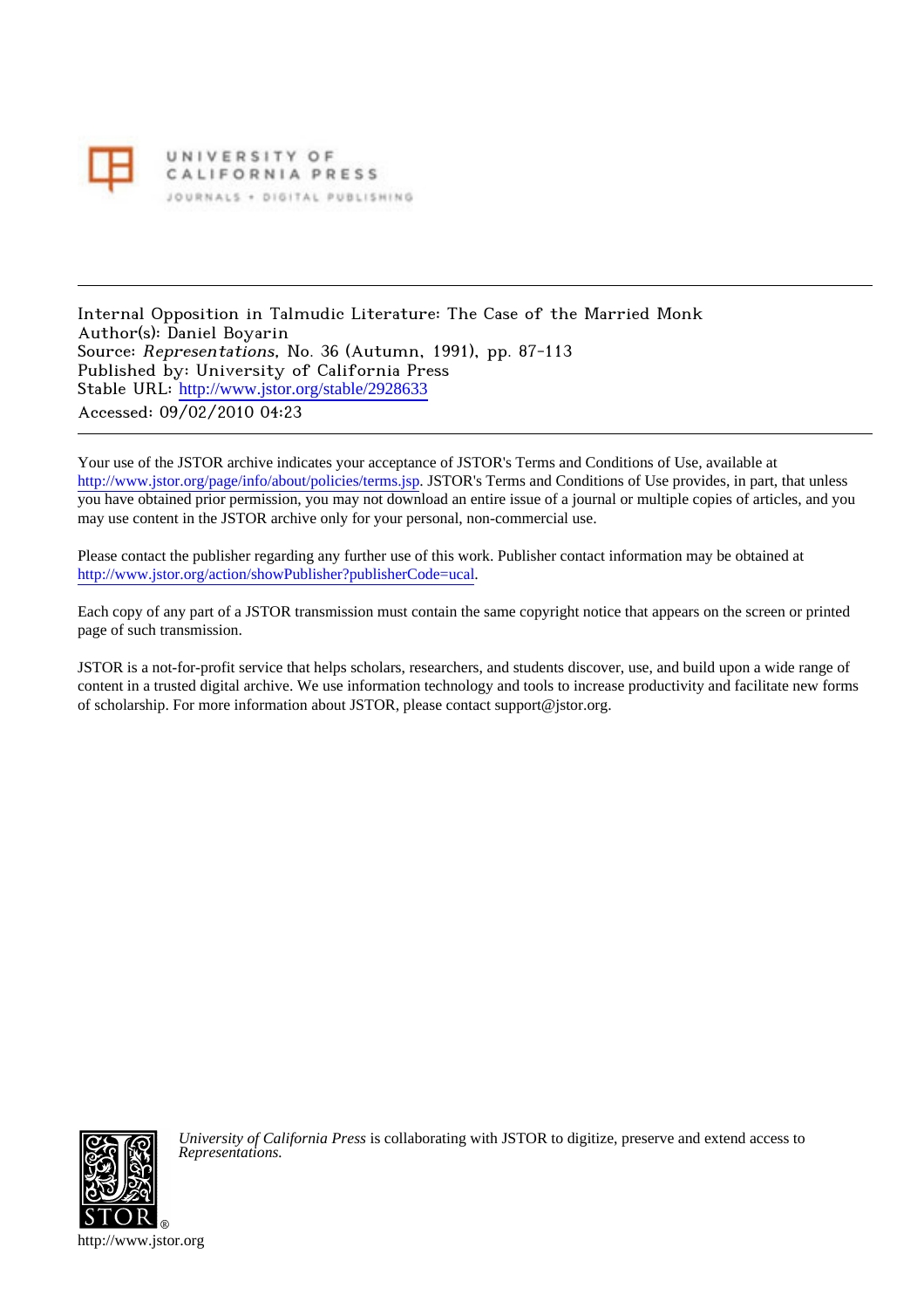UNIVERSITY OF CALIFORNIA PRESS
JOURNALS • DIGITAL PUBLISHING

---

Internal Opposition in Talmudic Literature: The Case of the Married Monk
Author(s): Daniel Boyarin
Source: *Representations*, No. 36 (Autumn, 1991), pp. 87-113
Published by: University of California Press
Stable URL: http://www.jstor.org/stable/2928633
Accessed: 09/02/2010 04:23

---

Your use of the JSTOR archive indicates your acceptance of JSTOR's Terms and Conditions of Use, available at http://www.jstor.org/page/info/about/policies/terms.jsp. JSTOR's Terms and Conditions of Use provides, in part, that unless you have obtained prior permission, you may not download an entire issue of a journal or multiple copies of articles, and you may use content in the JSTOR archive only for your personal, non-commercial use.

Please contact the publisher regarding any further use of this work. Publisher contact information may be obtained at http://www.jstor.org/action/showPublisher?publisherCode=ucal.

Each copy of any part of a JSTOR transmission must contain the same copyright notice that appears on the screen or printed page of such transmission.

JSTOR is a not-for-profit service that helps scholars, researchers, and students discover, use, and build upon a wide range of content in a trusted digital archive. We use information technology and tools to increase productivity and facilitate new forms of scholarship. For more information about JSTOR, please contact support@jstor.org.

*University of California Press* is collaborating with JSTOR to digitize, preserve and extend access to *Representations.*

http://www.jstor.org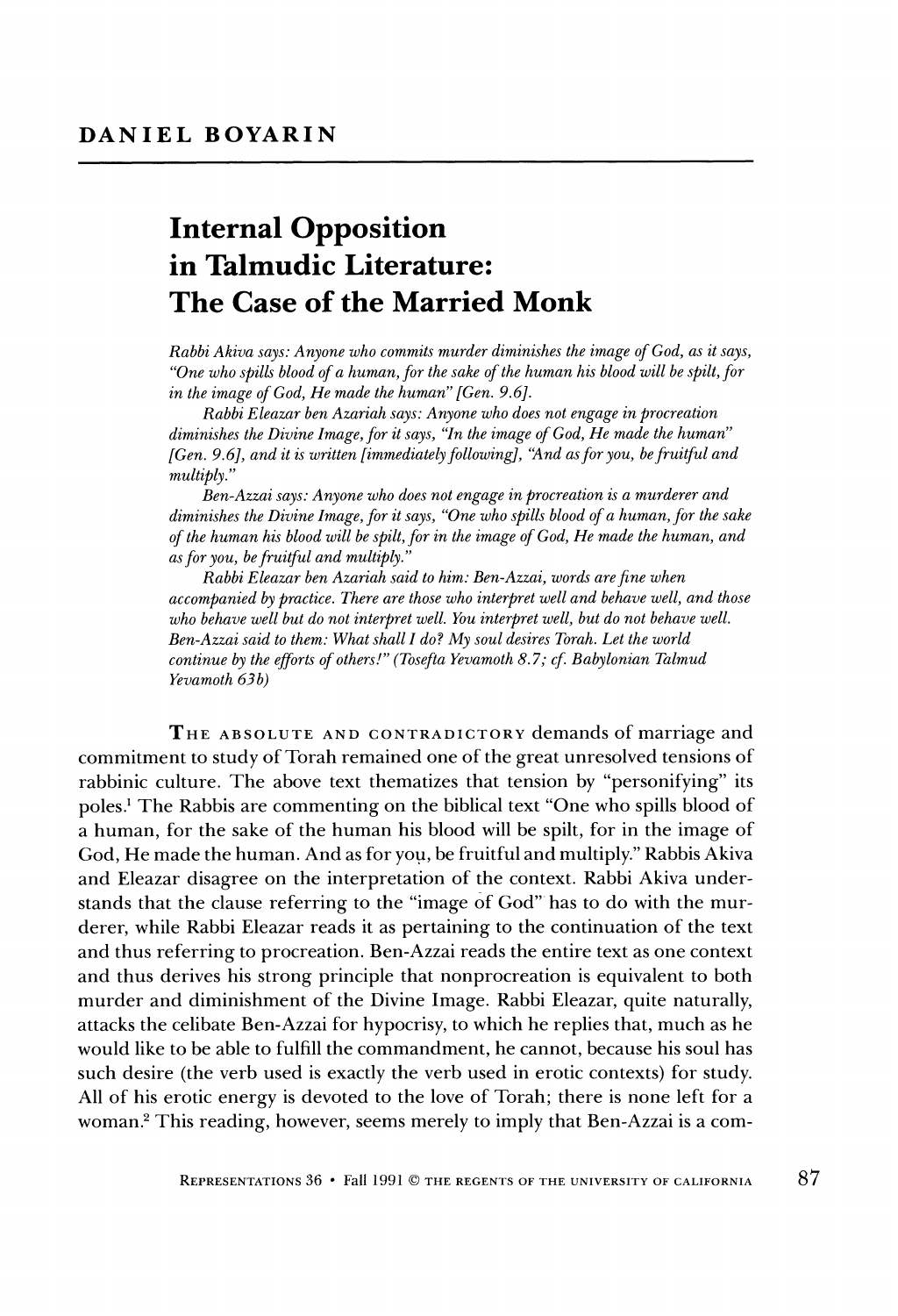DANIEL BOYARIN

# Internal Opposition in Talmudic Literature: The Case of the Married Monk

*Rabbi Akiva says: Anyone who commits murder diminishes the image of God, as it says, "One who spills blood of a human, for the sake of the human his blood will be spilt, for in the image of God, He made the human" [Gen. 9.6].*

*Rabbi Eleazar ben Azariah says: Anyone who does not engage in procreation diminishes the Divine Image, for it says, "In the image of God, He made the human" [Gen. 9.6], and it is written [immediately following], "And as for you, be fruitful and multiply."*

*Ben-Azzai says: Anyone who does not engage in procreation is a murderer and diminishes the Divine Image, for it says, "One who spills blood of a human, for the sake of the human his blood will be spilt, for in the image of God, He made the human, and as for you, be fruitful and multiply."*

*Rabbi Eleazar ben Azariah said to him: Ben-Azzai, words are fine when accompanied by practice. There are those who interpret well and behave well, and those who behave well but do not interpret well. You interpret well, but do not behave well. Ben-Azzai said to them: What shall I do? My soul desires Torah. Let the world continue by the efforts of others!" (Tosefta Yevamoth 8.7; cf. Babylonian Talmud Yevamoth 63b)*

THE ABSOLUTE AND CONTRADICTORY demands of marriage and commitment to study of Torah remained one of the great unresolved tensions of rabbinic culture. The above text thematizes that tension by "personifying" its poles.[1] The Rabbis are commenting on the biblical text "One who spills blood of a human, for the sake of the human his blood will be spilt, for in the image of God, He made the human. And as for you, be fruitful and multiply." Rabbis Akiva and Eleazar disagree on the interpretation of the context. Rabbi Akiva understands that the clause referring to the "image of God" has to do with the murderer, while Rabbi Eleazar reads it as pertaining to the continuation of the text and thus referring to procreation. Ben-Azzai reads the entire text as one context and thus derives his strong principle that nonprocreation is equivalent to both murder and diminishment of the Divine Image. Rabbi Eleazar, quite naturally, attacks the celibate Ben-Azzai for hypocrisy, to which he replies that, much as he would like to be able to fulfill the commandment, he cannot, because his soul has such desire (the verb used is exactly the verb used in erotic contexts) for study. All of his erotic energy is devoted to the love of Torah; there is none left for a woman.[2] This reading, however, seems merely to imply that Ben-Azzai is a com-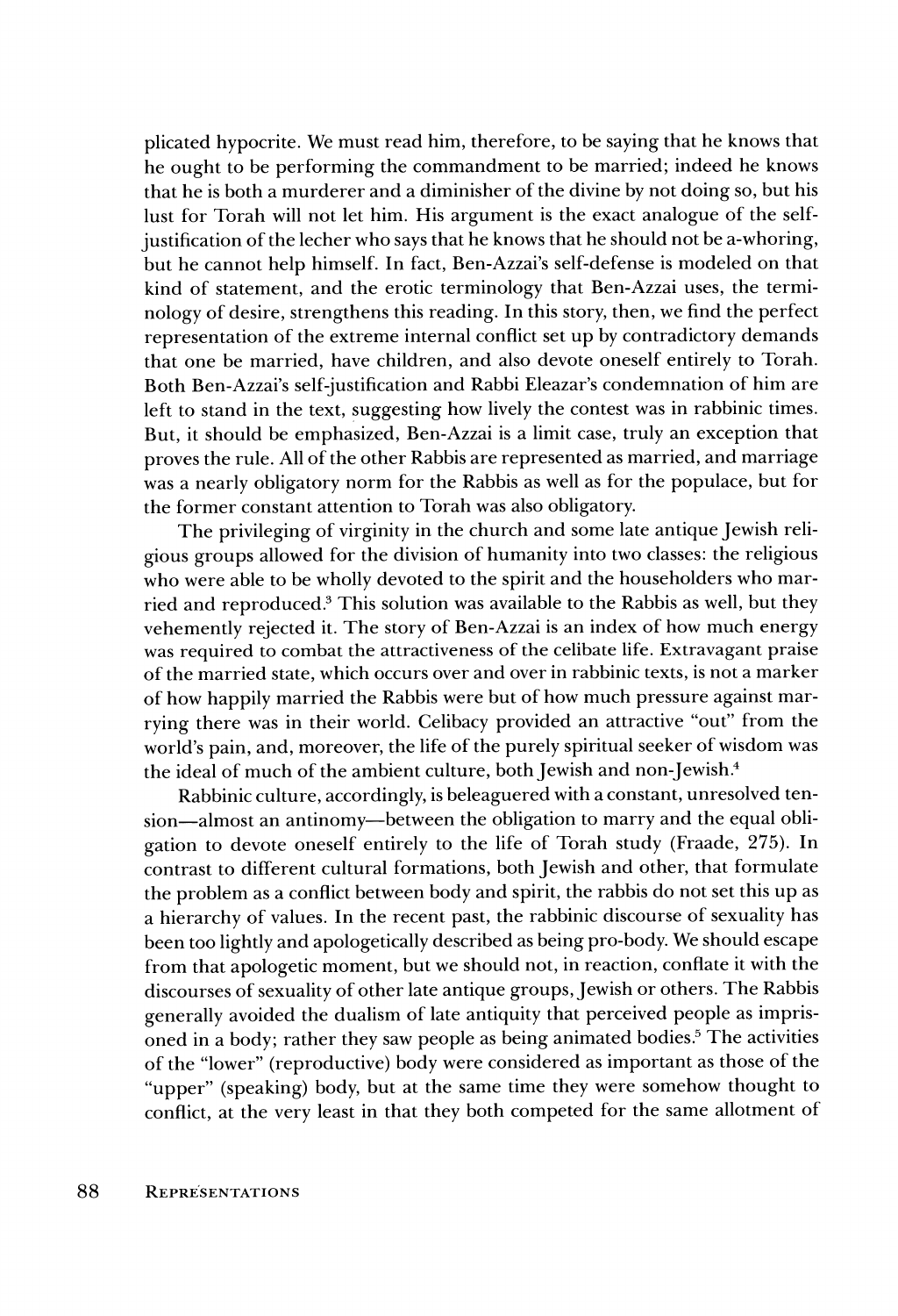plicated hypocrite. We must read him, therefore, to be saying that he knows that he ought to be performing the commandment to be married; indeed he knows that he is both a murderer and a diminisher of the divine by not doing so, but his lust for Torah will not let him. His argument is the exact analogue of the self-justification of the lecher who says that he knows that he should not be a-whoring, but he cannot help himself. In fact, Ben-Azzai's self-defense is modeled on that kind of statement, and the erotic terminology that Ben-Azzai uses, the terminology of desire, strengthens this reading. In this story, then, we find the perfect representation of the extreme internal conflict set up by contradictory demands that one be married, have children, and also devote oneself entirely to Torah. Both Ben-Azzai's self-justification and Rabbi Eleazar's condemnation of him are left to stand in the text, suggesting how lively the contest was in rabbinic times. But, it should be emphasized, Ben-Azzai is a limit case, truly an exception that proves the rule. All of the other Rabbis are represented as married, and marriage was a nearly obligatory norm for the Rabbis as well as for the populace, but for the former constant attention to Torah was also obligatory.

The privileging of virginity in the church and some late antique Jewish religious groups allowed for the division of humanity into two classes: the religious who were able to be wholly devoted to the spirit and the householders who married and reproduced.[3] This solution was available to the Rabbis as well, but they vehemently rejected it. The story of Ben-Azzai is an index of how much energy was required to combat the attractiveness of the celibate life. Extravagant praise of the married state, which occurs over and over in rabbinic texts, is not a marker of how happily married the Rabbis were but of how much pressure against marrying there was in their world. Celibacy provided an attractive "out" from the world's pain, and, moreover, the life of the purely spiritual seeker of wisdom was the ideal of much of the ambient culture, both Jewish and non-Jewish.[4]

Rabbinic culture, accordingly, is beleaguered with a constant, unresolved tension—almost an antinomy—between the obligation to marry and the equal obligation to devote oneself entirely to the life of Torah study (Fraade, 275). In contrast to different cultural formations, both Jewish and other, that formulate the problem as a conflict between body and spirit, the rabbis do not set this up as a hierarchy of values. In the recent past, the rabbinic discourse of sexuality has been too lightly and apologetically described as being pro-body. We should escape from that apologetic moment, but we should not, in reaction, conflate it with the discourses of sexuality of other late antique groups, Jewish or others. The Rabbis generally avoided the dualism of late antiquity that perceived people as imprisoned in a body; rather they saw people as being animated bodies.[5] The activities of the "lower" (reproductive) body were considered as important as those of the "upper" (speaking) body, but at the same time they were somehow thought to conflict, at the very least in that they both competed for the same allotment of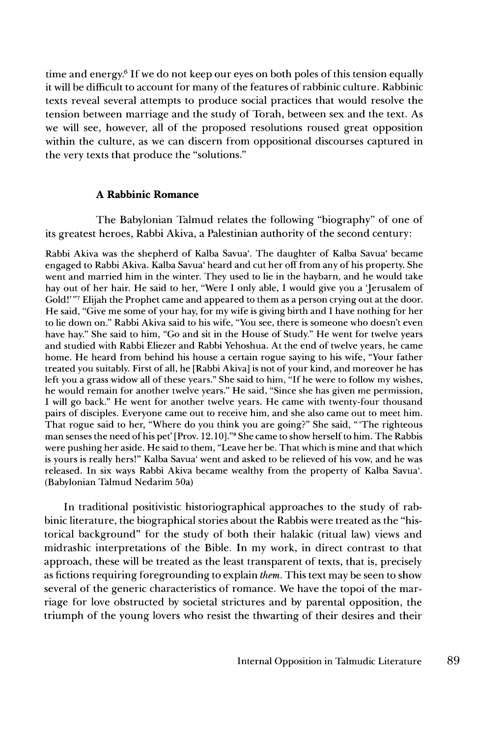time and energy.[6] If we do not keep our eyes on both poles of this tension equally it will be difficult to account for many of the features of rabbinic culture. Rabbinic texts reveal several attempts to produce social practices that would resolve the tension between marriage and the study of Torah, between sex and the text. As we will see, however, all of the proposed resolutions roused great opposition within the culture, as we can discern from oppositional discourses captured in the very texts that produce the "solutions."

### A Rabbinic Romance

The Babylonian Talmud relates the following "biography" of one of its greatest heroes, Rabbi Akiva, a Palestinian authority of the second century:

> Rabbi Akiva was the shepherd of Kalba Savua'. The daughter of Kalba Savua' became engaged to Rabbi Akiva. Kalba Savua' heard and cut her off from any of his property. She went and married him in the winter. They used to lie in the haybarn, and he would take hay out of her hair. He said to her, "Were I only able, I would give you a 'Jerusalem of Gold!'"[7] Elijah the Prophet came and appeared to them as a person crying out at the door. He said, "Give me some of your hay, for my wife is giving birth and I have nothing for her to lie down on." Rabbi Akiva said to his wife, "You see, there is someone who doesn't even have hay." She said to him, "Go and sit in the House of Study." He went for twelve years and studied with Rabbi Eliezer and Rabbi Yehoshua. At the end of twelve years, he came home. He heard from behind his house a certain rogue saying to his wife, "Your father treated you suitably. First of all, he [Rabbi Akiva] is not of your kind, and moreover he has left you a grass widow all of these years." She said to him, "If he were to follow my wishes, he would remain for another twelve years." He said, "Since she has given me permission, I will go back." He went for another twelve years. He came with twenty-four thousand pairs of disciples. Everyone came out to receive him, and she also came out to meet him. That rogue said to her, "Where do you think you are going?" She said, "'The righteous man senses the need of his pet' [Prov. 12.10]."[8] She came to show herself to him. The Rabbis were pushing her aside. He said to them, "Leave her be. That which is mine and that which is yours is really hers!" Kalba Savua' went and asked to be relieved of his vow, and he was released. In six ways Rabbi Akiva became wealthy from the property of Kalba Savua'. (Babylonian Talmud Nedarim 50a)

In traditional positivistic historiographical approaches to the study of rabbinic literature, the biographical stories about the Rabbis were treated as the "historical background" for the study of both their halakic (ritual law) views and midrashic interpretations of the Bible. In my work, in direct contrast to that approach, these will be treated as the least transparent of texts, that is, precisely as fictions requiring foregrounding to explain *them*. This text may be seen to show several of the generic characteristics of romance. We have the topoi of the marriage for love obstructed by societal strictures and by parental opposition, the triumph of the young lovers who resist the thwarting of their desires and their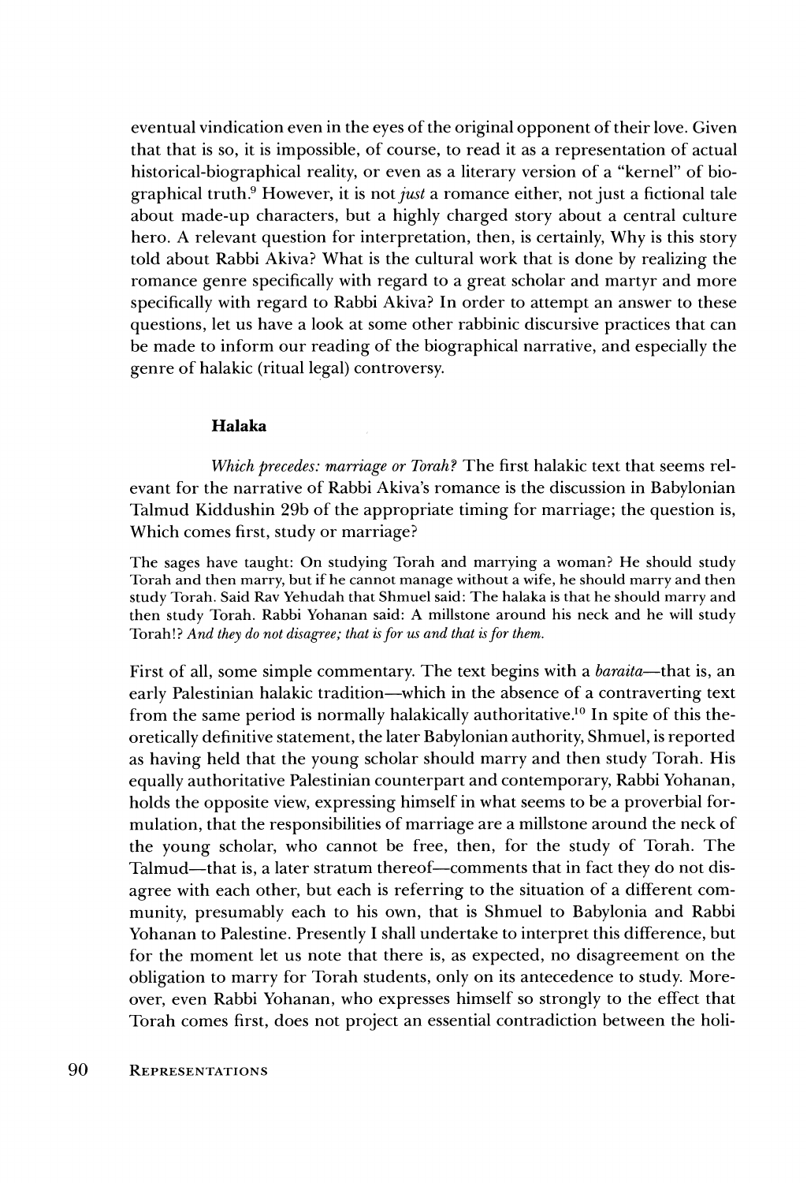eventual vindication even in the eyes of the original opponent of their love. Given that that is so, it is impossible, of course, to read it as a representation of actual historical-biographical reality, or even as a literary version of a "kernel" of biographical truth.[9] However, it is not *just* a romance either, not just a fictional tale about made-up characters, but a highly charged story about a central culture hero. A relevant question for interpretation, then, is certainly, Why is this story told about Rabbi Akiva? What is the cultural work that is done by realizing the romance genre specifically with regard to a great scholar and martyr and more specifically with regard to Rabbi Akiva? In order to attempt an answer to these questions, let us have a look at some other rabbinic discursive practices that can be made to inform our reading of the biographical narrative, and especially the genre of halakic (ritual legal) controversy.

## Halaka

*Which precedes: marriage or Torah?* The first halakic text that seems relevant for the narrative of Rabbi Akiva's romance is the discussion in Babylonian Talmud Kiddushin 29b of the appropriate timing for marriage; the question is, Which comes first, study or marriage?

> The sages have taught: On studying Torah and marrying a woman? He should study Torah and then marry, but if he cannot manage without a wife, he should marry and then study Torah. Said Rav Yehudah that Shmuel said: The halaka is that he should marry and then study Torah. Rabbi Yohanan said: A millstone around his neck and he will study Torah!? *And they do not disagree; that is for us and that is for them.*

First of all, some simple commentary. The text begins with a *baraita*—that is, an early Palestinian halakic tradition—which in the absence of a contraverting text from the same period is normally halakically authoritative.[10] In spite of this theoretically definitive statement, the later Babylonian authority, Shmuel, is reported as having held that the young scholar should marry and then study Torah. His equally authoritative Palestinian counterpart and contemporary, Rabbi Yohanan, holds the opposite view, expressing himself in what seems to be a proverbial formulation, that the responsibilities of marriage are a millstone around the neck of the young scholar, who cannot be free, then, for the study of Torah. The Talmud—that is, a later stratum thereof—comments that in fact they do not disagree with each other, but each is referring to the situation of a different community, presumably each to his own, that is Shmuel to Babylonia and Rabbi Yohanan to Palestine. Presently I shall undertake to interpret this difference, but for the moment let us note that there is, as expected, no disagreement on the obligation to marry for Torah students, only on its antecedence to study. Moreover, even Rabbi Yohanan, who expresses himself so strongly to the effect that Torah comes first, does not project an essential contradiction between the holi-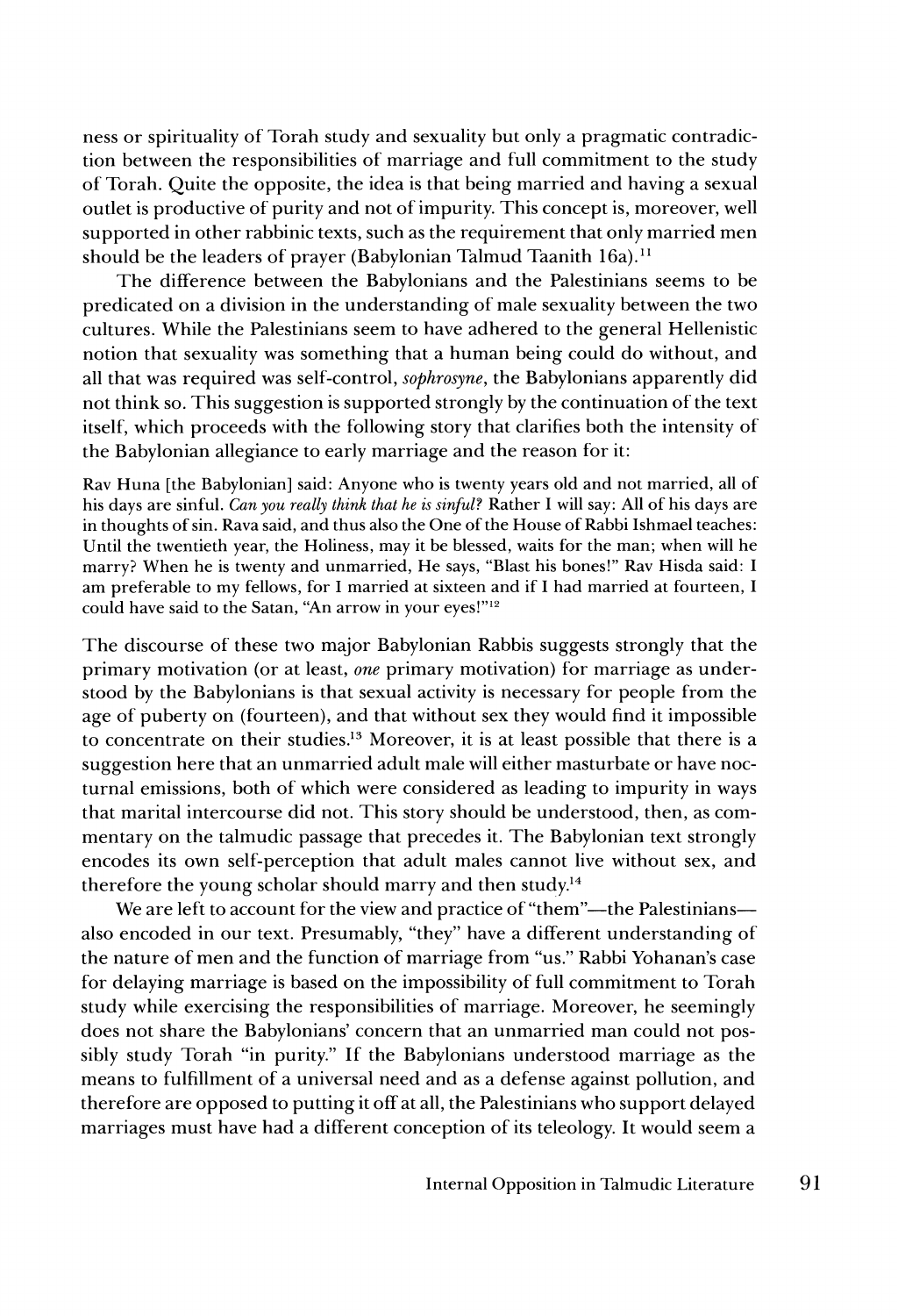ness or spirituality of Torah study and sexuality but only a pragmatic contradiction between the responsibilities of marriage and full commitment to the study of Torah. Quite the opposite, the idea is that being married and having a sexual outlet is productive of purity and not of impurity. This concept is, moreover, well supported in other rabbinic texts, such as the requirement that only married men should be the leaders of prayer (Babylonian Talmud Taanith 16a).[11]

The difference between the Babylonians and the Palestinians seems to be predicated on a division in the understanding of male sexuality between the two cultures. While the Palestinians seem to have adhered to the general Hellenistic notion that sexuality was something that a human being could do without, and all that was required was self-control, *sophrosyne*, the Babylonians apparently did not think so. This suggestion is supported strongly by the continuation of the text itself, which proceeds with the following story that clarifies both the intensity of the Babylonian allegiance to early marriage and the reason for it:

> Rav Huna [the Babylonian] said: Anyone who is twenty years old and not married, all of his days are sinful. *Can you really think that he is sinful?* Rather I will say: All of his days are in thoughts of sin. Rava said, and thus also the One of the House of Rabbi Ishmael teaches: Until the twentieth year, the Holiness, may it be blessed, waits for the man; when will he marry? When he is twenty and unmarried, He says, "Blast his bones!" Rav Hisda said: I am preferable to my fellows, for I married at sixteen and if I had married at fourteen, I could have said to the Satan, "An arrow in your eyes!"[12]

The discourse of these two major Babylonian Rabbis suggests strongly that the primary motivation (or at least, *one* primary motivation) for marriage as understood by the Babylonians is that sexual activity is necessary for people from the age of puberty on (fourteen), and that without sex they would find it impossible to concentrate on their studies.[13] Moreover, it is at least possible that there is a suggestion here that an unmarried adult male will either masturbate or have nocturnal emissions, both of which were considered as leading to impurity in ways that marital intercourse did not. This story should be understood, then, as commentary on the talmudic passage that precedes it. The Babylonian text strongly encodes its own self-perception that adult males cannot live without sex, and therefore the young scholar should marry and then study.[14]

We are left to account for the view and practice of "them"—the Palestinians—also encoded in our text. Presumably, "they" have a different understanding of the nature of men and the function of marriage from "us." Rabbi Yohanan's case for delaying marriage is based on the impossibility of full commitment to Torah study while exercising the responsibilities of marriage. Moreover, he seemingly does not share the Babylonians' concern that an unmarried man could not possibly study Torah "in purity." If the Babylonians understood marriage as the means to fulfillment of a universal need and as a defense against pollution, and therefore are opposed to putting it off at all, the Palestinians who support delayed marriages must have had a different conception of its teleology. It would seem a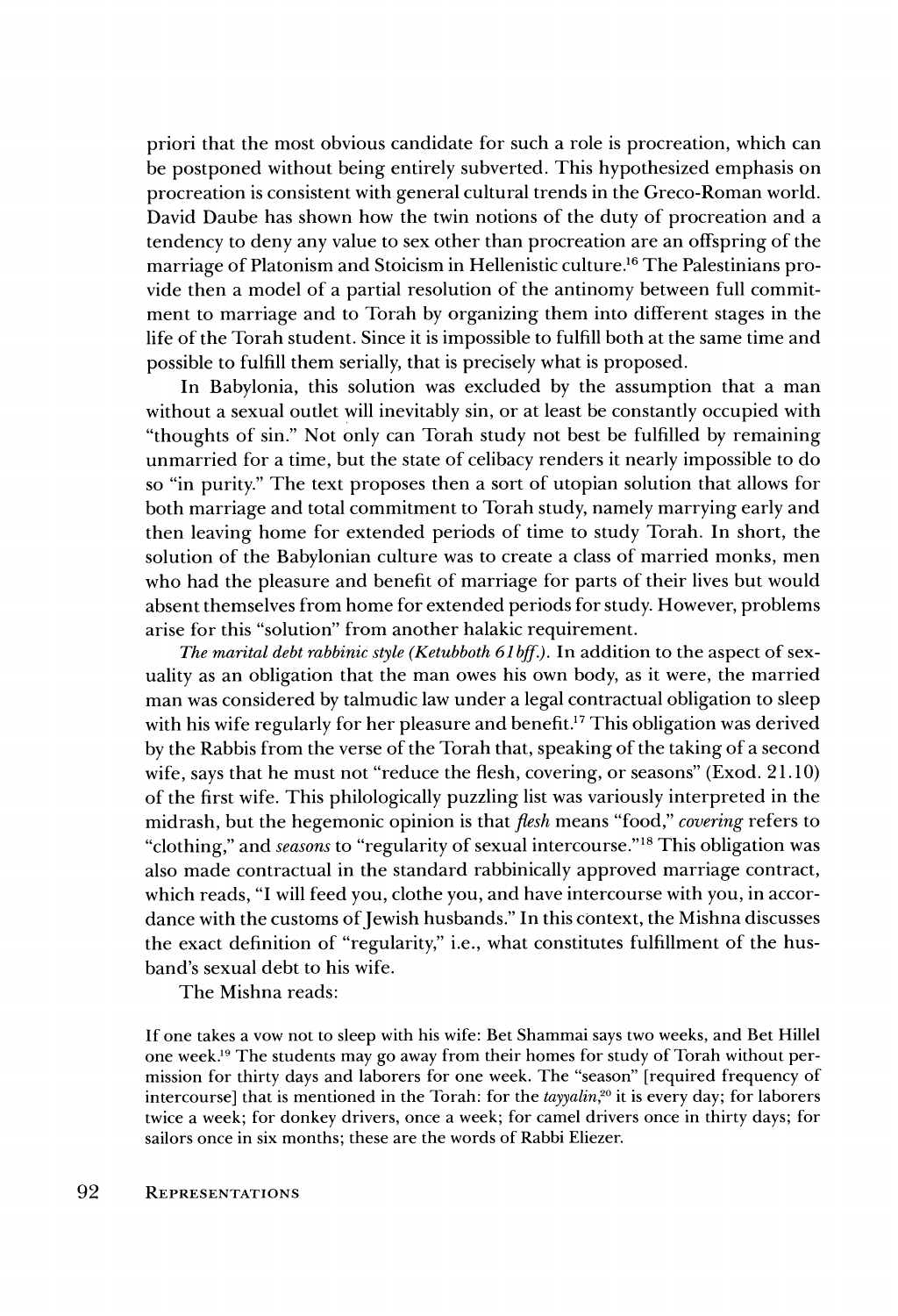priori that the most obvious candidate for such a role is procreation, which can be postponed without being entirely subverted. This hypothesized emphasis on procreation is consistent with general cultural trends in the Greco-Roman world. David Daube has shown how the twin notions of the duty of procreation and a tendency to deny any value to sex other than procreation are an offspring of the marriage of Platonism and Stoicism in Hellenistic culture.[16] The Palestinians provide then a model of a partial resolution of the antinomy between full commitment to marriage and to Torah by organizing them into different stages in the life of the Torah student. Since it is impossible to fulfill both at the same time and possible to fulfill them serially, that is precisely what is proposed.

In Babylonia, this solution was excluded by the assumption that a man without a sexual outlet will inevitably sin, or at least be constantly occupied with "thoughts of sin." Not only can Torah study not best be fulfilled by remaining unmarried for a time, but the state of celibacy renders it nearly impossible to do so "in purity." The text proposes then a sort of utopian solution that allows for both marriage and total commitment to Torah study, namely marrying early and then leaving home for extended periods of time to study Torah. In short, the solution of the Babylonian culture was to create a class of married monks, men who had the pleasure and benefit of marriage for parts of their lives but would absent themselves from home for extended periods for study. However, problems arise for this "solution" from another halakic requirement.

*The marital debt rabbinic style (Ketubboth 61bff.).* In addition to the aspect of sexuality as an obligation that the man owes his own body, as it were, the married man was considered by talmudic law under a legal contractual obligation to sleep with his wife regularly for her pleasure and benefit.[17] This obligation was derived by the Rabbis from the verse of the Torah that, speaking of the taking of a second wife, says that he must not "reduce the flesh, covering, or seasons" (Exod. 21.10) of the first wife. This philologically puzzling list was variously interpreted in the midrash, but the hegemonic opinion is that *flesh* means "food," *covering* refers to "clothing," and *seasons* to "regularity of sexual intercourse."[18] This obligation was also made contractual in the standard rabbinically approved marriage contract, which reads, "I will feed you, clothe you, and have intercourse with you, in accordance with the customs of Jewish husbands." In this context, the Mishna discusses the exact definition of "regularity," i.e., what constitutes fulfillment of the husband's sexual debt to his wife.

The Mishna reads:

> If one takes a vow not to sleep with his wife: Bet Shammai says two weeks, and Bet Hillel one week.[19] The students may go away from their homes for study of Torah without permission for thirty days and laborers for one week. The "season" [required frequency of intercourse] that is mentioned in the Torah: for the *tayyalin*,[20] it is every day; for laborers twice a week; for donkey drivers, once a week; for camel drivers once in thirty days; for sailors once in six months; these are the words of Rabbi Eliezer.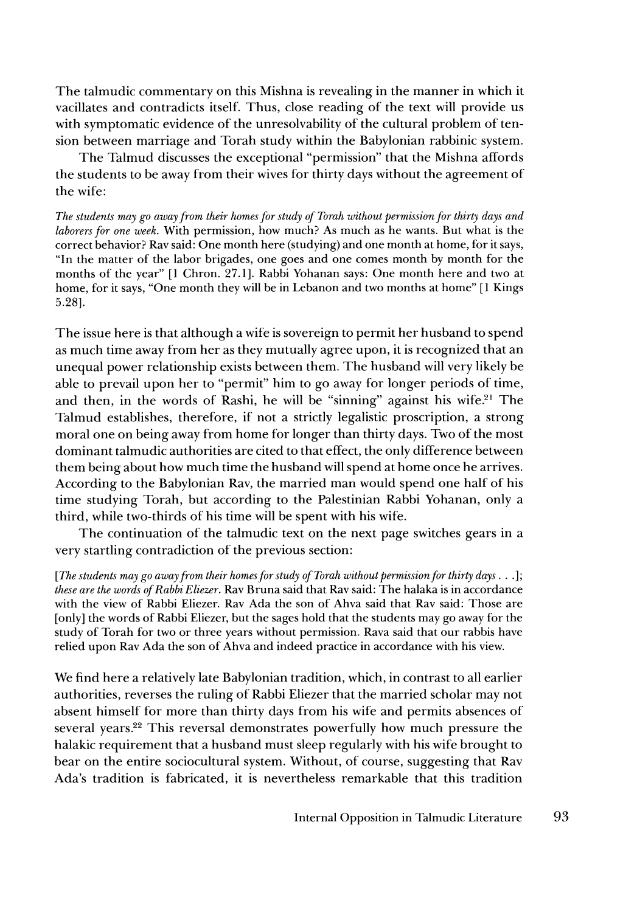The talmudic commentary on this Mishna is revealing in the manner in which it vacillates and contradicts itself. Thus, close reading of the text will provide us with symptomatic evidence of the unresolvability of the cultural problem of tension between marriage and Torah study within the Babylonian rabbinic system.

The Talmud discusses the exceptional "permission" that the Mishna affords the students to be away from their wives for thirty days without the agreement of the wife:

> *The students may go away from their homes for study of Torah without permission for thirty days and laborers for one week.* With permission, how much? As much as he wants. But what is the correct behavior? Rav said: One month here (studying) and one month at home, for it says, "In the matter of the labor brigades, one goes and one comes month by month for the months of the year" [1 Chron. 27.1]. Rabbi Yohanan says: One month here and two at home, for it says, "One month they will be in Lebanon and two months at home" [1 Kings 5.28].

The issue here is that although a wife is sovereign to permit her husband to spend as much time away from her as they mutually agree upon, it is recognized that an unequal power relationship exists between them. The husband will very likely be able to prevail upon her to "permit" him to go away for longer periods of time, and then, in the words of Rashi, he will be "sinning" against his wife.[21] The Talmud establishes, therefore, if not a strictly legalistic proscription, a strong moral one on being away from home for longer than thirty days. Two of the most dominant talmudic authorities are cited to that effect, the only difference between them being about how much time the husband will spend at home once he arrives. According to the Babylonian Rav, the married man would spend one half of his time studying Torah, but according to the Palestinian Rabbi Yohanan, only a third, while two-thirds of his time will be spent with his wife.

The continuation of the talmudic text on the next page switches gears in a very startling contradiction of the previous section:

> [*The students may go away from their homes for study of Torah without permission for thirty days . . .*]; *these are the words of Rabbi Eliezer.* Rav Bruna said that Rav said: The halaka is in accordance with the view of Rabbi Eliezer. Rav Ada the son of Ahva said that Rav said: Those are [only] the words of Rabbi Eliezer, but the sages hold that the students may go away for the study of Torah for two or three years without permission. Rava said that our rabbis have relied upon Rav Ada the son of Ahva and indeed practice in accordance with his view.

We find here a relatively late Babylonian tradition, which, in contrast to all earlier authorities, reverses the ruling of Rabbi Eliezer that the married scholar may not absent himself for more than thirty days from his wife and permits absences of several years.[22] This reversal demonstrates powerfully how much pressure the halakic requirement that a husband must sleep regularly with his wife brought to bear on the entire sociocultural system. Without, of course, suggesting that Rav Ada's tradition is fabricated, it is nevertheless remarkable that this tradition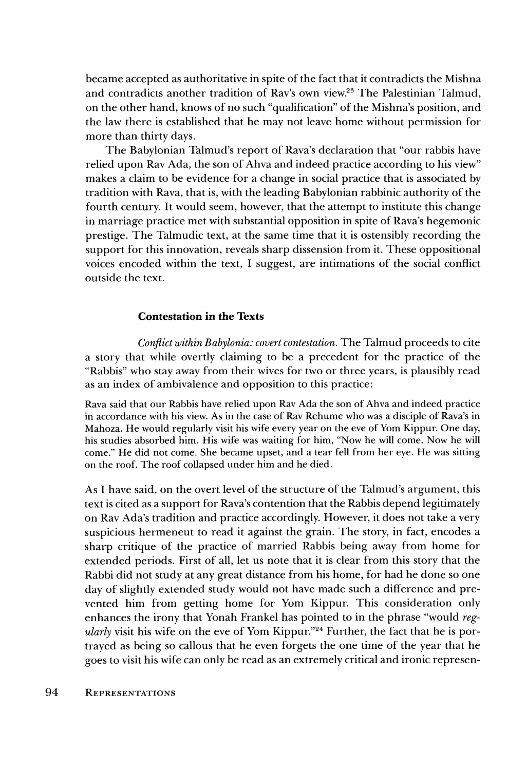became accepted as authoritative in spite of the fact that it contradicts the Mishna and contradicts another tradition of Rav's own view.[23] The Palestinian Talmud, on the other hand, knows of no such "qualification" of the Mishna's position, and the law there is established that he may not leave home without permission for more than thirty days.

The Babylonian Talmud's report of Rava's declaration that "our rabbis have relied upon Rav Ada, the son of Ahva and indeed practice according to his view" makes a claim to be evidence for a change in social practice that is associated by tradition with Rava, that is, with the leading Babylonian rabbinic authority of the fourth century. It would seem, however, that the attempt to institute this change in marriage practice met with substantial opposition in spite of Rava's hegemonic prestige. The Talmudic text, at the same time that it is ostensibly recording the support for this innovation, reveals sharp dissension from it. These oppositional voices encoded within the text, I suggest, are intimations of the social conflict outside the text.

### Contestation in the Texts

*Conflict within Babylonia: covert contestation.* The Talmud proceeds to cite a story that while overtly claiming to be a precedent for the practice of the "Rabbis" who stay away from their wives for two or three years, is plausibly read as an index of ambivalence and opposition to this practice:

> Rava said that our Rabbis have relied upon Rav Ada the son of Ahva and indeed practice in accordance with his view. As in the case of Rav Rehume who was a disciple of Rava's in Mahoza. He would regularly visit his wife every year on the eve of Yom Kippur. One day, his studies absorbed him. His wife was waiting for him, "Now he will come. Now he will come." He did not come. She became upset, and a tear fell from her eye. He was sitting on the roof. The roof collapsed under him and he died.

As I have said, on the overt level of the structure of the Talmud's argument, this text is cited as a support for Rava's contention that the Rabbis depend legitimately on Rav Ada's tradition and practice accordingly. However, it does not take a very suspicious hermeneut to read it against the grain. The story, in fact, encodes a sharp critique of the practice of married Rabbis being away from home for extended periods. First of all, let us note that it is clear from this story that the Rabbi did not study at any great distance from his home, for had he done so one day of slightly extended study would not have made such a difference and prevented him from getting home for Yom Kippur. This consideration only enhances the irony that Yonah Frankel has pointed to in the phrase "would *regularly* visit his wife on the eve of Yom Kippur."[24] Further, the fact that he is portrayed as being so callous that he even forgets the one time of the year that he goes to visit his wife can only be read as an extremely critical and ironic represen-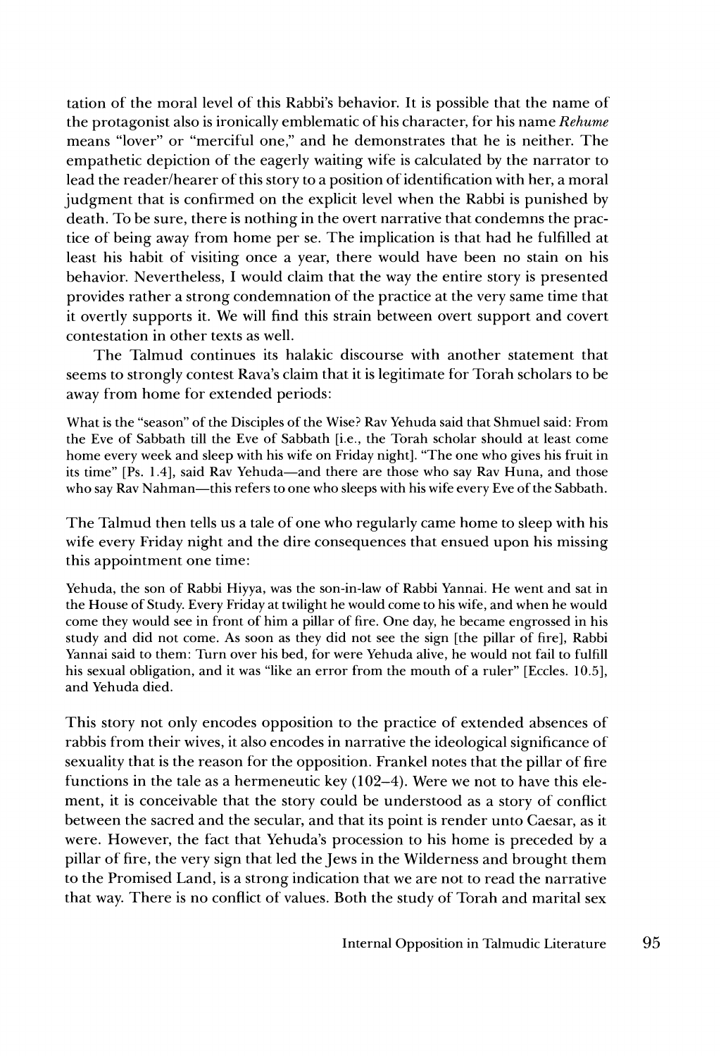tation of the moral level of this Rabbi's behavior. It is possible that the name of the protagonist also is ironically emblematic of his character, for his name *Rehume* means "lover" or "merciful one," and he demonstrates that he is neither. The empathetic depiction of the eagerly waiting wife is calculated by the narrator to lead the reader/hearer of this story to a position of identification with her, a moral judgment that is confirmed on the explicit level when the Rabbi is punished by death. To be sure, there is nothing in the overt narrative that condemns the practice of being away from home per se. The implication is that had he fulfilled at least his habit of visiting once a year, there would have been no stain on his behavior. Nevertheless, I would claim that the way the entire story is presented provides rather a strong condemnation of the practice at the very same time that it overtly supports it. We will find this strain between overt support and covert contestation in other texts as well.

The Talmud continues its halakic discourse with another statement that seems to strongly contest Rava's claim that it is legitimate for Torah scholars to be away from home for extended periods:

> What is the "season" of the Disciples of the Wise? Rav Yehuda said that Shmuel said: From the Eve of Sabbath till the Eve of Sabbath [i.e., the Torah scholar should at least come home every week and sleep with his wife on Friday night]. "The one who gives his fruit in its time" [Ps. 1.4], said Rav Yehuda—and there are those who say Rav Huna, and those who say Rav Nahman—this refers to one who sleeps with his wife every Eve of the Sabbath.

The Talmud then tells us a tale of one who regularly came home to sleep with his wife every Friday night and the dire consequences that ensued upon his missing this appointment one time:

> Yehuda, the son of Rabbi Hiyya, was the son-in-law of Rabbi Yannai. He went and sat in the House of Study. Every Friday at twilight he would come to his wife, and when he would come they would see in front of him a pillar of fire. One day, he became engrossed in his study and did not come. As soon as they did not see the sign [the pillar of fire], Rabbi Yannai said to them: Turn over his bed, for were Yehuda alive, he would not fail to fulfill his sexual obligation, and it was "like an error from the mouth of a ruler" [Eccles. 10.5], and Yehuda died.

This story not only encodes opposition to the practice of extended absences of rabbis from their wives, it also encodes in narrative the ideological significance of sexuality that is the reason for the opposition. Frankel notes that the pillar of fire functions in the tale as a hermeneutic key (102–4). Were we not to have this element, it is conceivable that the story could be understood as a story of conflict between the sacred and the secular, and that its point is render unto Caesar, as it were. However, the fact that Yehuda's procession to his home is preceded by a pillar of fire, the very sign that led the Jews in the Wilderness and brought them to the Promised Land, is a strong indication that we are not to read the narrative that way. There is no conflict of values. Both the study of Torah and marital sex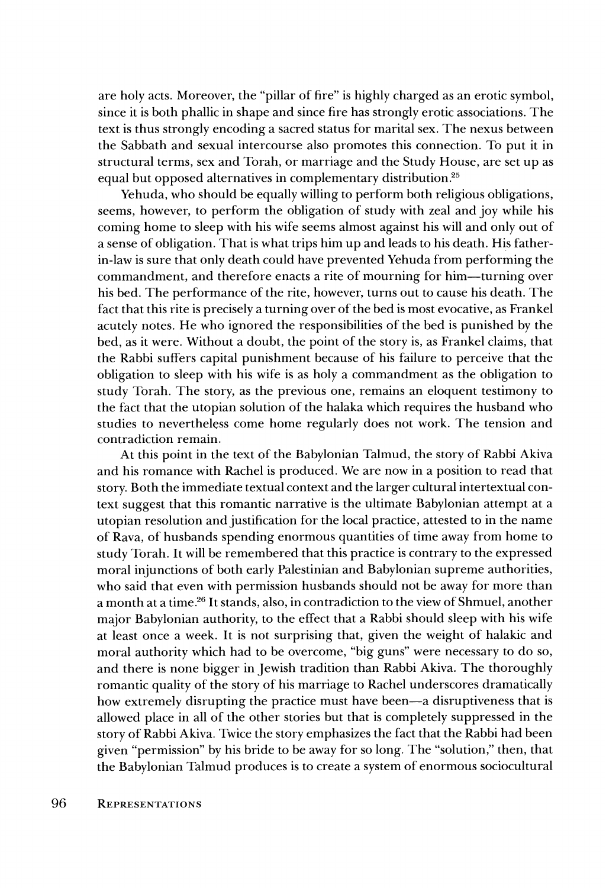are holy acts. Moreover, the "pillar of fire" is highly charged as an erotic symbol, since it is both phallic in shape and since fire has strongly erotic associations. The text is thus strongly encoding a sacred status for marital sex. The nexus between the Sabbath and sexual intercourse also promotes this connection. To put it in structural terms, sex and Torah, or marriage and the Study House, are set up as equal but opposed alternatives in complementary distribution.[25]

Yehuda, who should be equally willing to perform both religious obligations, seems, however, to perform the obligation of study with zeal and joy while his coming home to sleep with his wife seems almost against his will and only out of a sense of obligation. That is what trips him up and leads to his death. His father-in-law is sure that only death could have prevented Yehuda from performing the commandment, and therefore enacts a rite of mourning for him—turning over his bed. The performance of the rite, however, turns out to cause his death. The fact that this rite is precisely a turning over of the bed is most evocative, as Frankel acutely notes. He who ignored the responsibilities of the bed is punished by the bed, as it were. Without a doubt, the point of the story is, as Frankel claims, that the Rabbi suffers capital punishment because of his failure to perceive that the obligation to sleep with his wife is as holy a commandment as the obligation to study Torah. The story, as the previous one, remains an eloquent testimony to the fact that the utopian solution of the halaka which requires the husband who studies to nevertheless come home regularly does not work. The tension and contradiction remain.

At this point in the text of the Babylonian Talmud, the story of Rabbi Akiva and his romance with Rachel is produced. We are now in a position to read that story. Both the immediate textual context and the larger cultural intertextual context suggest that this romantic narrative is the ultimate Babylonian attempt at a utopian resolution and justification for the local practice, attested to in the name of Rava, of husbands spending enormous quantities of time away from home to study Torah. It will be remembered that this practice is contrary to the expressed moral injunctions of both early Palestinian and Babylonian supreme authorities, who said that even with permission husbands should not be away for more than a month at a time.[26] It stands, also, in contradiction to the view of Shmuel, another major Babylonian authority, to the effect that a Rabbi should sleep with his wife at least once a week. It is not surprising that, given the weight of halakic and moral authority which had to be overcome, "big guns" were necessary to do so, and there is none bigger in Jewish tradition than Rabbi Akiva. The thoroughly romantic quality of the story of his marriage to Rachel underscores dramatically how extremely disrupting the practice must have been—a disruptiveness that is allowed place in all of the other stories but that is completely suppressed in the story of Rabbi Akiva. Twice the story emphasizes the fact that the Rabbi had been given "permission" by his bride to be away for so long. The "solution," then, that the Babylonian Talmud produces is to create a system of enormous sociocultural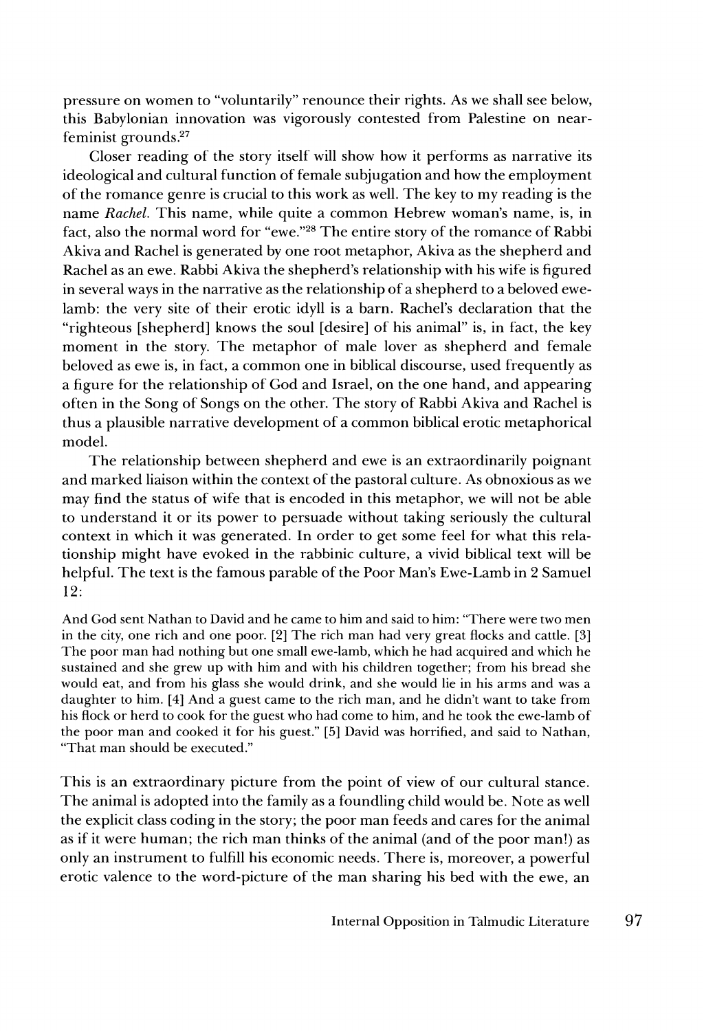pressure on women to "voluntarily" renounce their rights. As we shall see below, this Babylonian innovation was vigorously contested from Palestine on near-feminist grounds.[27]

Closer reading of the story itself will show how it performs as narrative its ideological and cultural function of female subjugation and how the employment of the romance genre is crucial to this work as well. The key to my reading is the name *Rachel*. This name, while quite a common Hebrew woman's name, is, in fact, also the normal word for "ewe."[28] The entire story of the romance of Rabbi Akiva and Rachel is generated by one root metaphor, Akiva as the shepherd and Rachel as an ewe. Rabbi Akiva the shepherd's relationship with his wife is figured in several ways in the narrative as the relationship of a shepherd to a beloved ewe-lamb: the very site of their erotic idyll is a barn. Rachel's declaration that the "righteous [shepherd] knows the soul [desire] of his animal" is, in fact, the key moment in the story. The metaphor of male lover as shepherd and female beloved as ewe is, in fact, a common one in biblical discourse, used frequently as a figure for the relationship of God and Israel, on the one hand, and appearing often in the Song of Songs on the other. The story of Rabbi Akiva and Rachel is thus a plausible narrative development of a common biblical erotic metaphorical model.

The relationship between shepherd and ewe is an extraordinarily poignant and marked liaison within the context of the pastoral culture. As obnoxious as we may find the status of wife that is encoded in this metaphor, we will not be able to understand it or its power to persuade without taking seriously the cultural context in which it was generated. In order to get some feel for what this relationship might have evoked in the rabbinic culture, a vivid biblical text will be helpful. The text is the famous parable of the Poor Man's Ewe-Lamb in 2 Samuel 12:

> And God sent Nathan to David and he came to him and said to him: "There were two men in the city, one rich and one poor. [2] The rich man had very great flocks and cattle. [3] The poor man had nothing but one small ewe-lamb, which he had acquired and which he sustained and she grew up with him and with his children together; from his bread she would eat, and from his glass she would drink, and she would lie in his arms and was a daughter to him. [4] And a guest came to the rich man, and he didn't want to take from his flock or herd to cook for the guest who had come to him, and he took the ewe-lamb of the poor man and cooked it for his guest." [5] David was horrified, and said to Nathan, "That man should be executed."

This is an extraordinary picture from the point of view of our cultural stance. The animal is adopted into the family as a foundling child would be. Note as well the explicit class coding in the story; the poor man feeds and cares for the animal as if it were human; the rich man thinks of the animal (and of the poor man!) as only an instrument to fulfill his economic needs. There is, moreover, a powerful erotic valence to the word-picture of the man sharing his bed with the ewe, an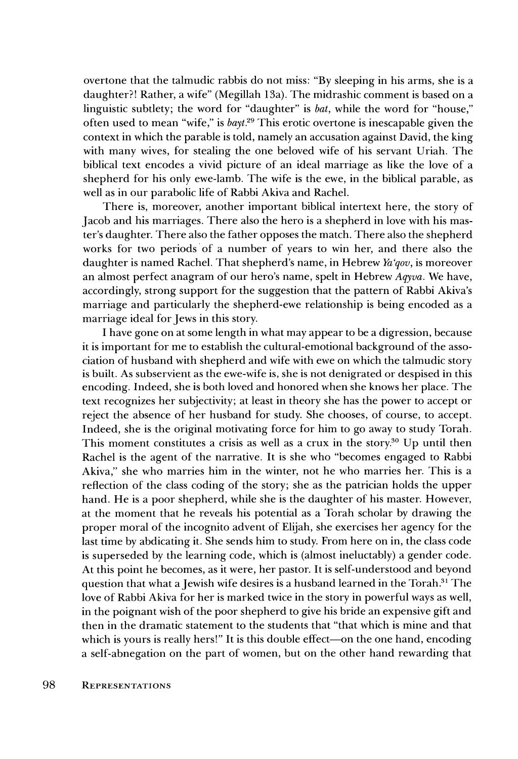overtone that the talmudic rabbis do not miss: "By sleeping in his arms, she is a daughter?! Rather, a wife" (Megillah 13a). The midrashic comment is based on a linguistic subtlety; the word for "daughter" is *bat*, while the word for "house," often used to mean "wife," is *bayt*.[29] This erotic overtone is inescapable given the context in which the parable is told, namely an accusation against David, the king with many wives, for stealing the one beloved wife of his servant Uriah. The biblical text encodes a vivid picture of an ideal marriage as like the love of a shepherd for his only ewe-lamb. The wife is the ewe, in the biblical parable, as well as in our parabolic life of Rabbi Akiva and Rachel.

There is, moreover, another important biblical intertext here, the story of Jacob and his marriages. There also the hero is a shepherd in love with his master's daughter. There also the father opposes the match. There also the shepherd works for two periods of a number of years to win her, and there also the daughter is named Rachel. That shepherd's name, in Hebrew *Ya'qov*, is moreover an almost perfect anagram of our hero's name, spelt in Hebrew *Aqyva*. We have, accordingly, strong support for the suggestion that the pattern of Rabbi Akiva's marriage and particularly the shepherd-ewe relationship is being encoded as a marriage ideal for Jews in this story.

I have gone on at some length in what may appear to be a digression, because it is important for me to establish the cultural-emotional background of the association of husband with shepherd and wife with ewe on which the talmudic story is built. As subservient as the ewe-wife is, she is not denigrated or despised in this encoding. Indeed, she is both loved and honored when she knows her place. The text recognizes her subjectivity; at least in theory she has the power to accept or reject the absence of her husband for study. She chooses, of course, to accept. Indeed, she is the original motivating force for him to go away to study Torah. This moment constitutes a crisis as well as a crux in the story.[30] Up until then Rachel is the agent of the narrative. It is she who "becomes engaged to Rabbi Akiva," she who marries him in the winter, not he who marries her. This is a reflection of the class coding of the story; she as the patrician holds the upper hand. He is a poor shepherd, while she is the daughter of his master. However, at the moment that he reveals his potential as a Torah scholar by drawing the proper moral of the incognito advent of Elijah, she exercises her agency for the last time by abdicating it. She sends him to study. From here on in, the class code is superseded by the learning code, which is (almost ineluctably) a gender code. At this point he becomes, as it were, her pastor. It is self-understood and beyond question that what a Jewish wife desires is a husband learned in the Torah.[31] The love of Rabbi Akiva for her is marked twice in the story in powerful ways as well, in the poignant wish of the poor shepherd to give his bride an expensive gift and then in the dramatic statement to the students that "that which is mine and that which is yours is really hers!" It is this double effect—on the one hand, encoding a self-abnegation on the part of women, but on the other hand rewarding that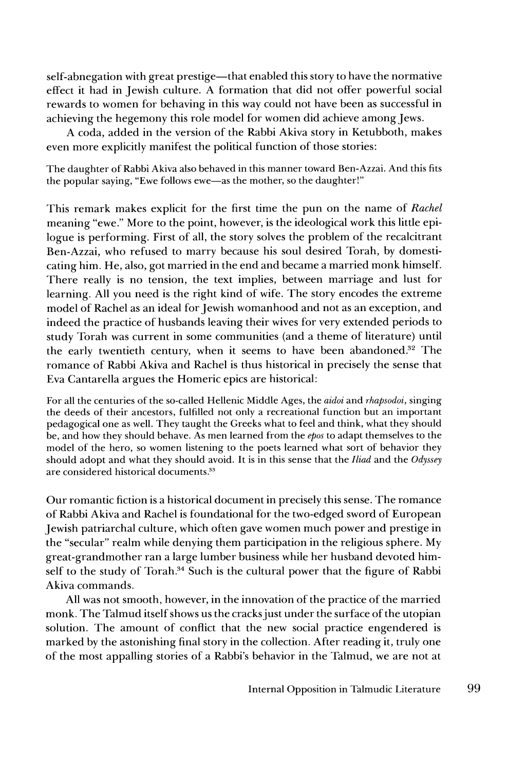self-abnegation with great prestige—that enabled this story to have the normative effect it had in Jewish culture. A formation that did not offer powerful social rewards to women for behaving in this way could not have been as successful in achieving the hegemony this role model for women did achieve among Jews.

A coda, added in the version of the Rabbi Akiva story in Ketubboth, makes even more explicitly manifest the political function of those stories:

> The daughter of Rabbi Akiva also behaved in this manner toward Ben-Azzai. And this fits the popular saying, "Ewe follows ewe—as the mother, so the daughter!"

This remark makes explicit for the first time the pun on the name of *Rachel* meaning "ewe." More to the point, however, is the ideological work this little epilogue is performing. First of all, the story solves the problem of the recalcitrant Ben-Azzai, who refused to marry because his soul desired Torah, by domesticating him. He, also, got married in the end and became a married monk himself. There really is no tension, the text implies, between marriage and lust for learning. All you need is the right kind of wife. The story encodes the extreme model of Rachel as an ideal for Jewish womanhood and not as an exception, and indeed the practice of husbands leaving their wives for very extended periods to study Torah was current in some communities (and a theme of literature) until the early twentieth century, when it seems to have been abandoned.[32] The romance of Rabbi Akiva and Rachel is thus historical in precisely the sense that Eva Cantarella argues the Homeric epics are historical:

> For all the centuries of the so-called Hellenic Middle Ages, the *aidoi* and *rhapsodoi*, singing the deeds of their ancestors, fulfilled not only a recreational function but an important pedagogical one as well. They taught the Greeks what to feel and think, what they should be, and how they should behave. As men learned from the *epos* to adapt themselves to the model of the hero, so women listening to the poets learned what sort of behavior they should adopt and what they should avoid. It is in this sense that the *Iliad* and the *Odyssey* are considered historical documents.[33]

Our romantic fiction is a historical document in precisely this sense. The romance of Rabbi Akiva and Rachel is foundational for the two-edged sword of European Jewish patriarchal culture, which often gave women much power and prestige in the "secular" realm while denying them participation in the religious sphere. My great-grandmother ran a large lumber business while her husband devoted himself to the study of Torah.[34] Such is the cultural power that the figure of Rabbi Akiva commands.

All was not smooth, however, in the innovation of the practice of the married monk. The Talmud itself shows us the cracks just under the surface of the utopian solution. The amount of conflict that the new social practice engendered is marked by the astonishing final story in the collection. After reading it, truly one of the most appalling stories of a Rabbi's behavior in the Talmud, we are not at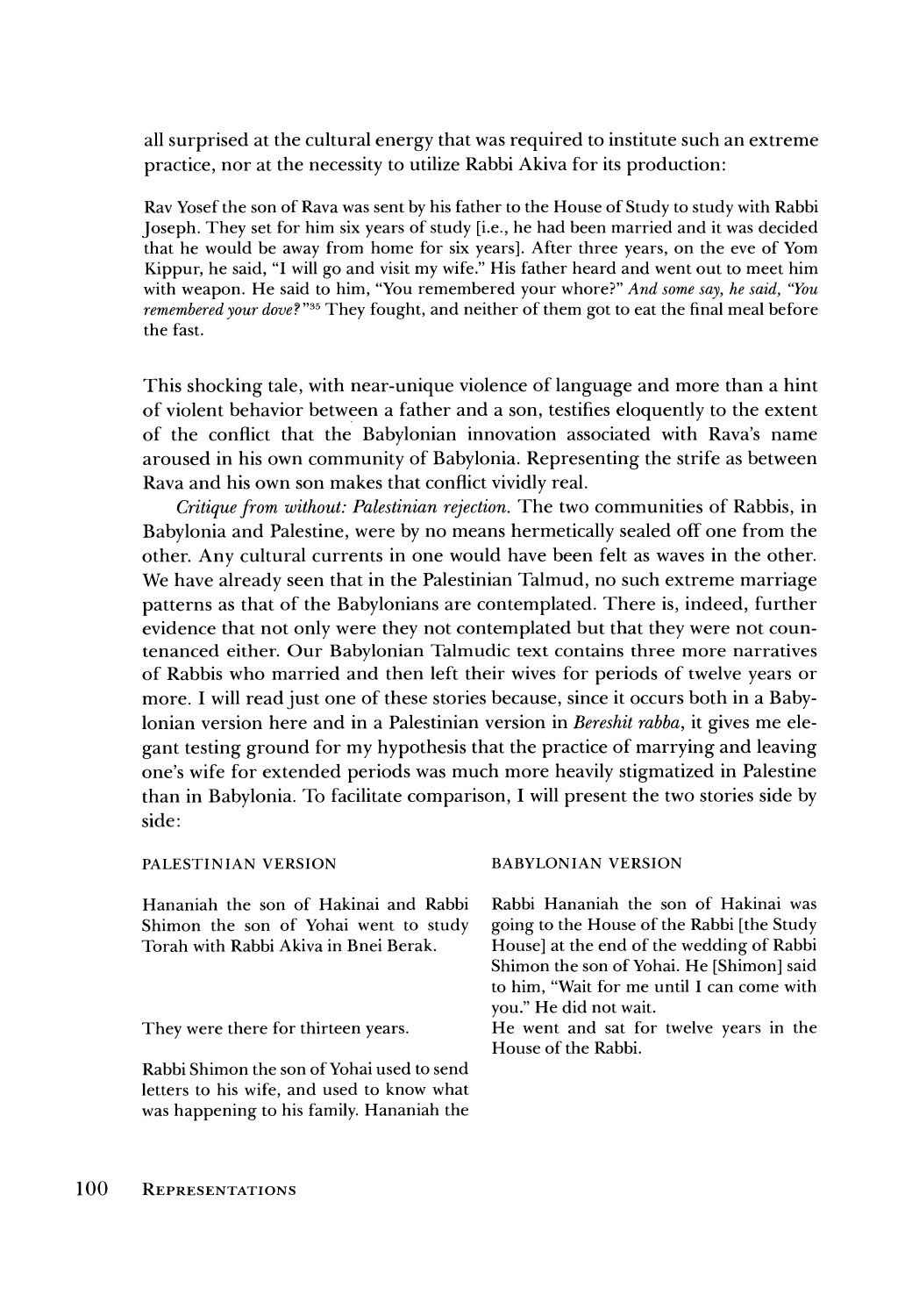all surprised at the cultural energy that was required to institute such an extreme practice, nor at the necessity to utilize Rabbi Akiva for its production:

> Rav Yosef the son of Rava was sent by his father to the House of Study to study with Rabbi Joseph. They set for him six years of study [i.e., he had been married and it was decided that he would be away from home for six years]. After three years, on the eve of Yom Kippur, he said, "I will go and visit my wife." His father heard and went out to meet him with weapon. He said to him, "You remembered your whore?" *And some say, he said, "You remembered your dove?"*[35] They fought, and neither of them got to eat the final meal before the fast.

This shocking tale, with near-unique violence of language and more than a hint of violent behavior between a father and a son, testifies eloquently to the extent of the conflict that the Babylonian innovation associated with Rava's name aroused in his own community of Babylonia. Representing the strife as between Rava and his own son makes that conflict vividly real.

*Critique from without: Palestinian rejection.* The two communities of Rabbis, in Babylonia and Palestine, were by no means hermetically sealed off one from the other. Any cultural currents in one would have been felt as waves in the other. We have already seen that in the Palestinian Talmud, no such extreme marriage patterns as that of the Babylonians are contemplated. There is, indeed, further evidence that not only were they not contemplated but that they were not countenanced either. Our Babylonian Talmudic text contains three more narratives of Rabbis who married and then left their wives for periods of twelve years or more. I will read just one of these stories because, since it occurs both in a Babylonian version here and in a Palestinian version in *Bereshit rabba*, it gives me elegant testing ground for my hypothesis that the practice of marrying and leaving one's wife for extended periods was much more heavily stigmatized in Palestine than in Babylonia. To facilitate comparison, I will present the two stories side by side:

| PALESTINIAN VERSION | BABYLONIAN VERSION |
| --- | --- |
| Hananiah the son of Hakinai and Rabbi Shimon the son of Yohai went to study Torah with Rabbi Akiva in Bnei Berak. | Rabbi Hananiah the son of Hakinai was going to the House of the Rabbi [the Study House] at the end of the wedding of Rabbi Shimon the son of Yohai. He [Shimon] said to him, "Wait for me until I can come with you." He did not wait. |
| They were there for thirteen years. | He went and sat for twelve years in the House of the Rabbi. |
| Rabbi Shimon the son of Yohai used to send letters to his wife, and used to know what was happening to his family. Hananiah the | |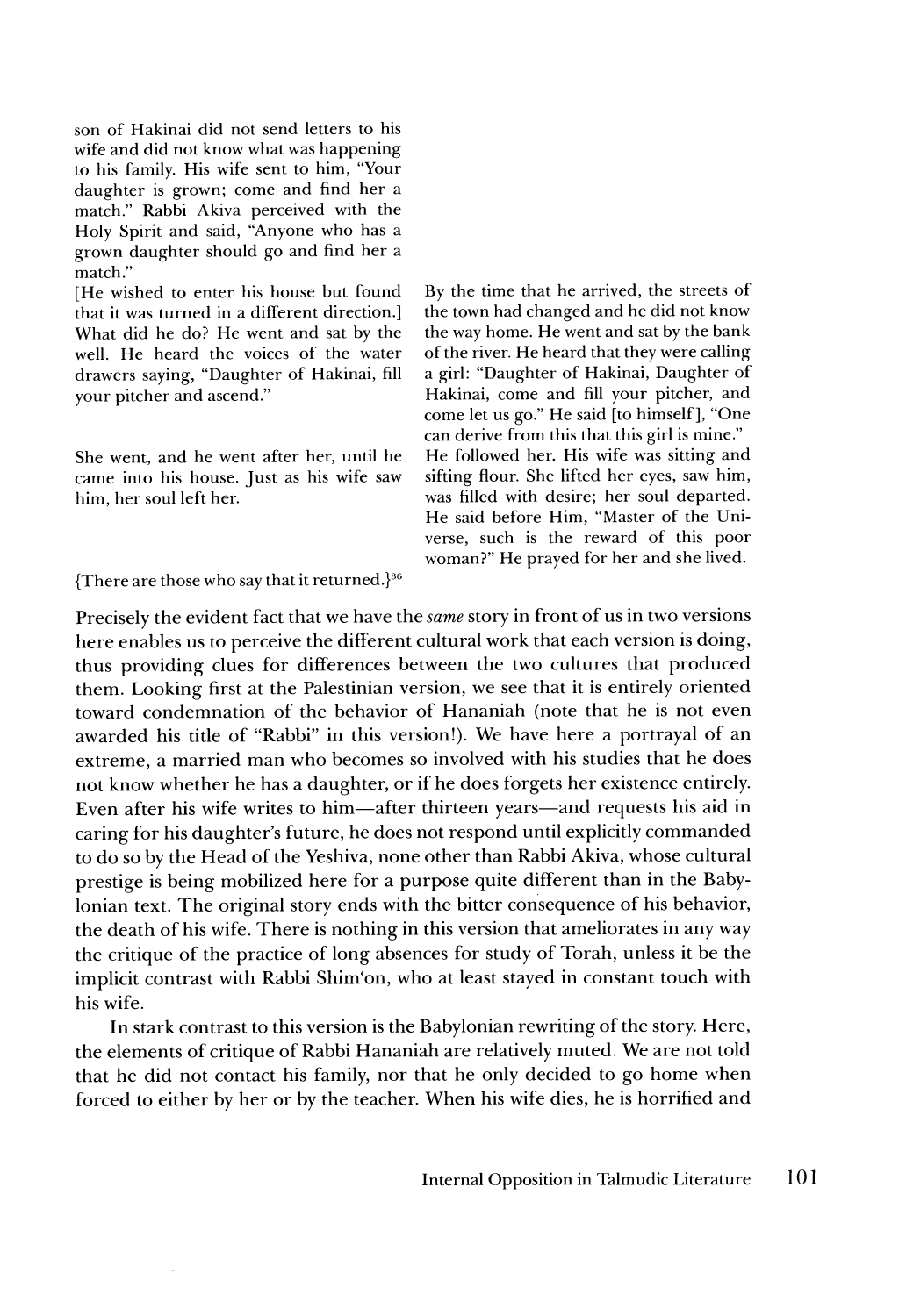| | |
|---|---|
| son of Hakinai did not send letters to his wife and did not know what was happening to his family. His wife sent to him, "Your daughter is grown; come and find her a match." Rabbi Akiva perceived with the Holy Spirit and said, "Anyone who has a grown daughter should go and find her a match." | |
| [He wished to enter his house but found that it was turned in a different direction.] What did he do? He went and sat by the well. He heard the voices of the water drawers saying, "Daughter of Hakinai, fill your pitcher and ascend." | By the time that he arrived, the streets of the town had changed and he did not know the way home. He went and sat by the bank of the river. He heard that they were calling a girl: "Daughter of Hakinai, Daughter of Hakinai, come and fill your pitcher, and come let us go." He said [to himself], "One can derive from this that this girl is mine." |
| She went, and he went after her, until he came into his house. Just as his wife saw him, her soul left her. | He followed her. His wife was sitting and sifting flour. She lifted her eyes, saw him, was filled with desire; her soul departed. He said before Him, "Master of the Universe, such is the reward of this poor woman?" He prayed for her and she lived. |
| {There are those who say that it returned.}[36] | |

Precisely the evident fact that we have the *same* story in front of us in two versions here enables us to perceive the different cultural work that each version is doing, thus providing clues for differences between the two cultures that produced them. Looking first at the Palestinian version, we see that it is entirely oriented toward condemnation of the behavior of Hananiah (note that he is not even awarded his title of "Rabbi" in this version!). We have here a portrayal of an extreme, a married man who becomes so involved with his studies that he does not know whether he has a daughter, or if he does forgets her existence entirely. Even after his wife writes to him—after thirteen years—and requests his aid in caring for his daughter's future, he does not respond until explicitly commanded to do so by the Head of the Yeshiva, none other than Rabbi Akiva, whose cultural prestige is being mobilized here for a purpose quite different than in the Babylonian text. The original story ends with the bitter consequence of his behavior, the death of his wife. There is nothing in this version that ameliorates in any way the critique of the practice of long absences for study of Torah, unless it be the implicit contrast with Rabbi Shim'on, who at least stayed in constant touch with his wife.

In stark contrast to this version is the Babylonian rewriting of the story. Here, the elements of critique of Rabbi Hananiah are relatively muted. We are not told that he did not contact his family, nor that he only decided to go home when forced to either by her or by the teacher. When his wife dies, he is horrified and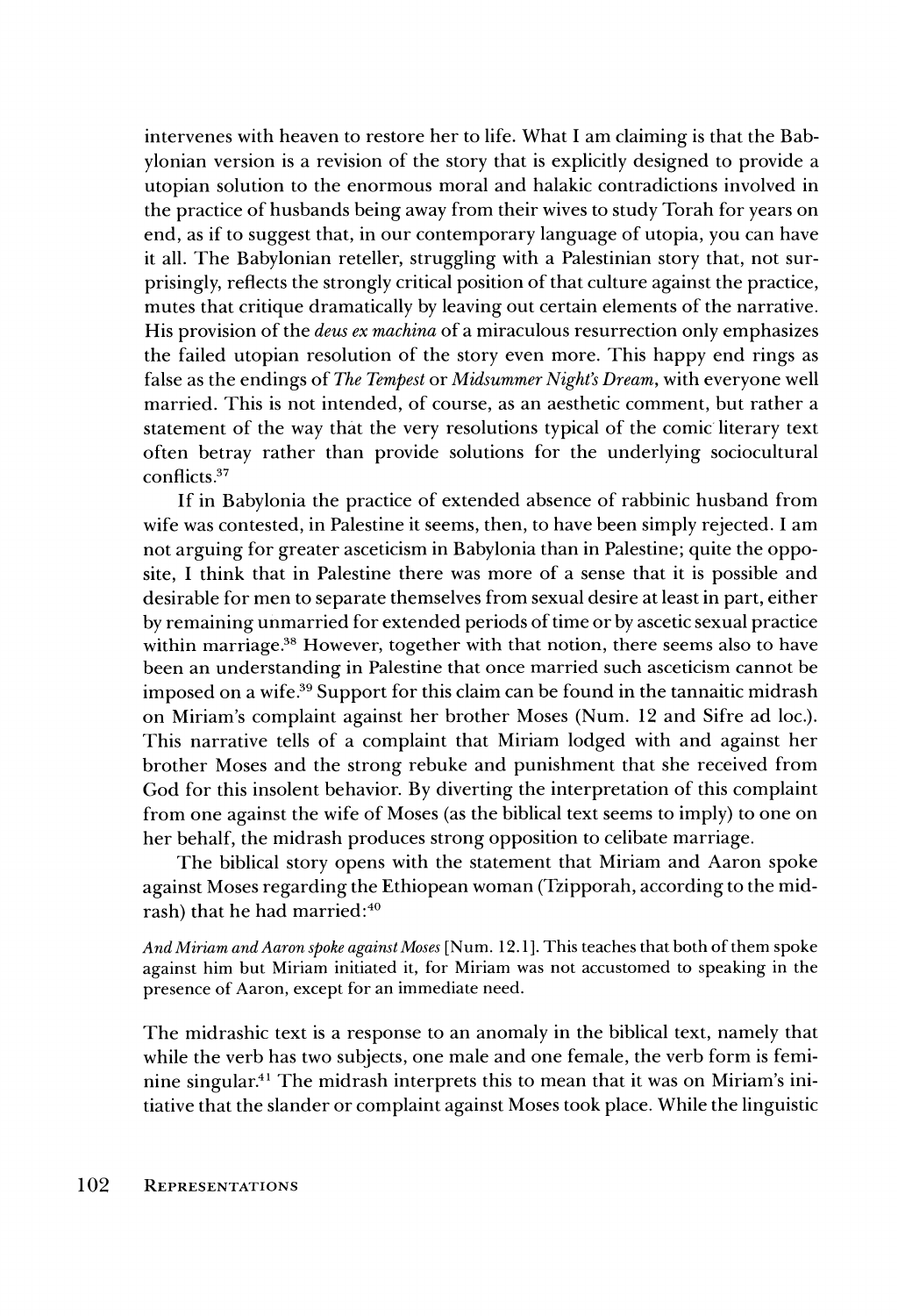intervenes with heaven to restore her to life. What I am claiming is that the Babylonian version is a revision of the story that is explicitly designed to provide a utopian solution to the enormous moral and halakic contradictions involved in the practice of husbands being away from their wives to study Torah for years on end, as if to suggest that, in our contemporary language of utopia, you can have it all. The Babylonian reteller, struggling with a Palestinian story that, not surprisingly, reflects the strongly critical position of that culture against the practice, mutes that critique dramatically by leaving out certain elements of the narrative. His provision of the *deus ex machina* of a miraculous resurrection only emphasizes the failed utopian resolution of the story even more. This happy end rings as false as the endings of *The Tempest* or *Midsummer Night's Dream*, with everyone well married. This is not intended, of course, as an aesthetic comment, but rather a statement of the way that the very resolutions typical of the comic literary text often betray rather than provide solutions for the underlying sociocultural conflicts.[37]

If in Babylonia the practice of extended absence of rabbinic husband from wife was contested, in Palestine it seems, then, to have been simply rejected. I am not arguing for greater asceticism in Babylonia than in Palestine; quite the opposite, I think that in Palestine there was more of a sense that it is possible and desirable for men to separate themselves from sexual desire at least in part, either by remaining unmarried for extended periods of time or by ascetic sexual practice within marriage.[38] However, together with that notion, there seems also to have been an understanding in Palestine that once married such asceticism cannot be imposed on a wife.[39] Support for this claim can be found in the tannaitic midrash on Miriam's complaint against her brother Moses (Num. 12 and Sifre ad loc.). This narrative tells of a complaint that Miriam lodged with and against her brother Moses and the strong rebuke and punishment that she received from God for this insolent behavior. By diverting the interpretation of this complaint from one against the wife of Moses (as the biblical text seems to imply) to one on her behalf, the midrash produces strong opposition to celibate marriage.

The biblical story opens with the statement that Miriam and Aaron spoke against Moses regarding the Ethiopean woman (Tzipporah, according to the midrash) that he had married:[40]

> *And Miriam and Aaron spoke against Moses* [Num. 12.1]. This teaches that both of them spoke against him but Miriam initiated it, for Miriam was not accustomed to speaking in the presence of Aaron, except for an immediate need.

The midrashic text is a response to an anomaly in the biblical text, namely that while the verb has two subjects, one male and one female, the verb form is feminine singular.[41] The midrash interprets this to mean that it was on Miriam's initiative that the slander or complaint against Moses took place. While the linguistic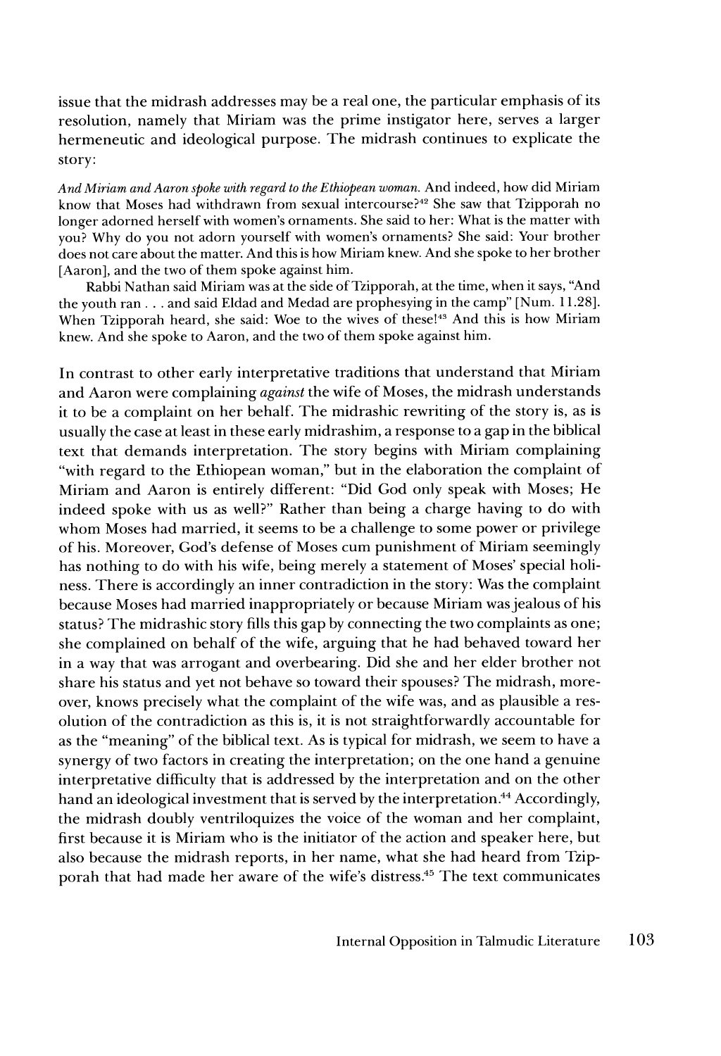issue that the midrash addresses may be a real one, the particular emphasis of its resolution, namely that Miriam was the prime instigator here, serves a larger hermeneutic and ideological purpose. The midrash continues to explicate the story:

*And Miriam and Aaron spoke with regard to the Ethiopean woman.* And indeed, how did Miriam know that Moses had withdrawn from sexual intercourse?[42] She saw that Tzipporah no longer adorned herself with women's ornaments. She said to her: What is the matter with you? Why do you not adorn yourself with women's ornaments? She said: Your brother does not care about the matter. And this is how Miriam knew. And she spoke to her brother [Aaron], and the two of them spoke against him.

Rabbi Nathan said Miriam was at the side of Tzipporah, at the time, when it says, "And the youth ran . . . and said Eldad and Medad are prophesying in the camp" [Num. 11.28]. When Tzipporah heard, she said: Woe to the wives of these![43] And this is how Miriam knew. And she spoke to Aaron, and the two of them spoke against him.

In contrast to other early interpretative traditions that understand that Miriam and Aaron were complaining *against* the wife of Moses, the midrash understands it to be a complaint on her behalf. The midrashic rewriting of the story is, as is usually the case at least in these early midrashim, a response to a gap in the biblical text that demands interpretation. The story begins with Miriam complaining "with regard to the Ethiopean woman," but in the elaboration the complaint of Miriam and Aaron is entirely different: "Did God only speak with Moses; He indeed spoke with us as well?" Rather than being a charge having to do with whom Moses had married, it seems to be a challenge to some power or privilege of his. Moreover, God's defense of Moses cum punishment of Miriam seemingly has nothing to do with his wife, being merely a statement of Moses' special holiness. There is accordingly an inner contradiction in the story: Was the complaint because Moses had married inappropriately or because Miriam was jealous of his status? The midrashic story fills this gap by connecting the two complaints as one; she complained on behalf of the wife, arguing that he had behaved toward her in a way that was arrogant and overbearing. Did she and her elder brother not share his status and yet not behave so toward their spouses? The midrash, moreover, knows precisely what the complaint of the wife was, and as plausible a resolution of the contradiction as this is, it is not straightforwardly accountable for as the "meaning" of the biblical text. As is typical for midrash, we seem to have a synergy of two factors in creating the interpretation; on the one hand a genuine interpretative difficulty that is addressed by the interpretation and on the other hand an ideological investment that is served by the interpretation.[44] Accordingly, the midrash doubly ventriloquizes the voice of the woman and her complaint, first because it is Miriam who is the initiator of the action and speaker here, but also because the midrash reports, in her name, what she had heard from Tzipporah that had made her aware of the wife's distress.[45] The text communicates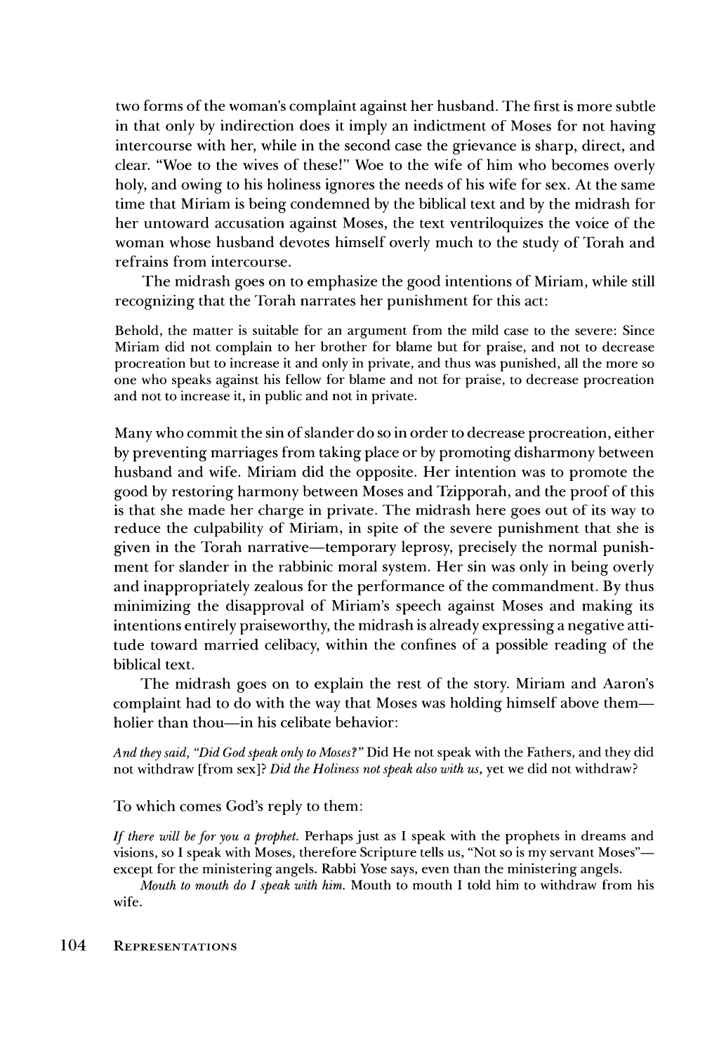two forms of the woman's complaint against her husband. The first is more subtle in that only by indirection does it imply an indictment of Moses for not having intercourse with her, while in the second case the grievance is sharp, direct, and clear. "Woe to the wives of these!" Woe to the wife of him who becomes overly holy, and owing to his holiness ignores the needs of his wife for sex. At the same time that Miriam is being condemned by the biblical text and by the midrash for her untoward accusation against Moses, the text ventriloquizes the voice of the woman whose husband devotes himself overly much to the study of Torah and refrains from intercourse.

The midrash goes on to emphasize the good intentions of Miriam, while still recognizing that the Torah narrates her punishment for this act:

> Behold, the matter is suitable for an argument from the mild case to the severe: Since Miriam did not complain to her brother for blame but for praise, and not to decrease procreation but to increase it and only in private, and thus was punished, all the more so one who speaks against his fellow for blame and not for praise, to decrease procreation and not to increase it, in public and not in private.

Many who commit the sin of slander do so in order to decrease procreation, either by preventing marriages from taking place or by promoting disharmony between husband and wife. Miriam did the opposite. Her intention was to promote the good by restoring harmony between Moses and Tzipporah, and the proof of this is that she made her charge in private. The midrash here goes out of its way to reduce the culpability of Miriam, in spite of the severe punishment that she is given in the Torah narrative—temporary leprosy, precisely the normal punishment for slander in the rabbinic moral system. Her sin was only in being overly and inappropriately zealous for the performance of the commandment. By thus minimizing the disapproval of Miriam's speech against Moses and making its intentions entirely praiseworthy, the midrash is already expressing a negative attitude toward married celibacy, within the confines of a possible reading of the biblical text.

The midrash goes on to explain the rest of the story. Miriam and Aaron's complaint had to do with the way that Moses was holding himself above them—holier than thou—in his celibate behavior:

> *And they said, "Did God speak only to Moses?"* Did He not speak with the Fathers, and they did not withdraw [from sex]? *Did the Holiness not speak also with us,* yet we did not withdraw?

To which comes God's reply to them:

> *If there will be for you a prophet.* Perhaps just as I speak with the prophets in dreams and visions, so I speak with Moses, therefore Scripture tells us, "Not so is my servant Moses"—except for the ministering angels. Rabbi Yose says, even than the ministering angels.
>
> *Mouth to mouth do I speak with him.* Mouth to mouth I told him to withdraw from his wife.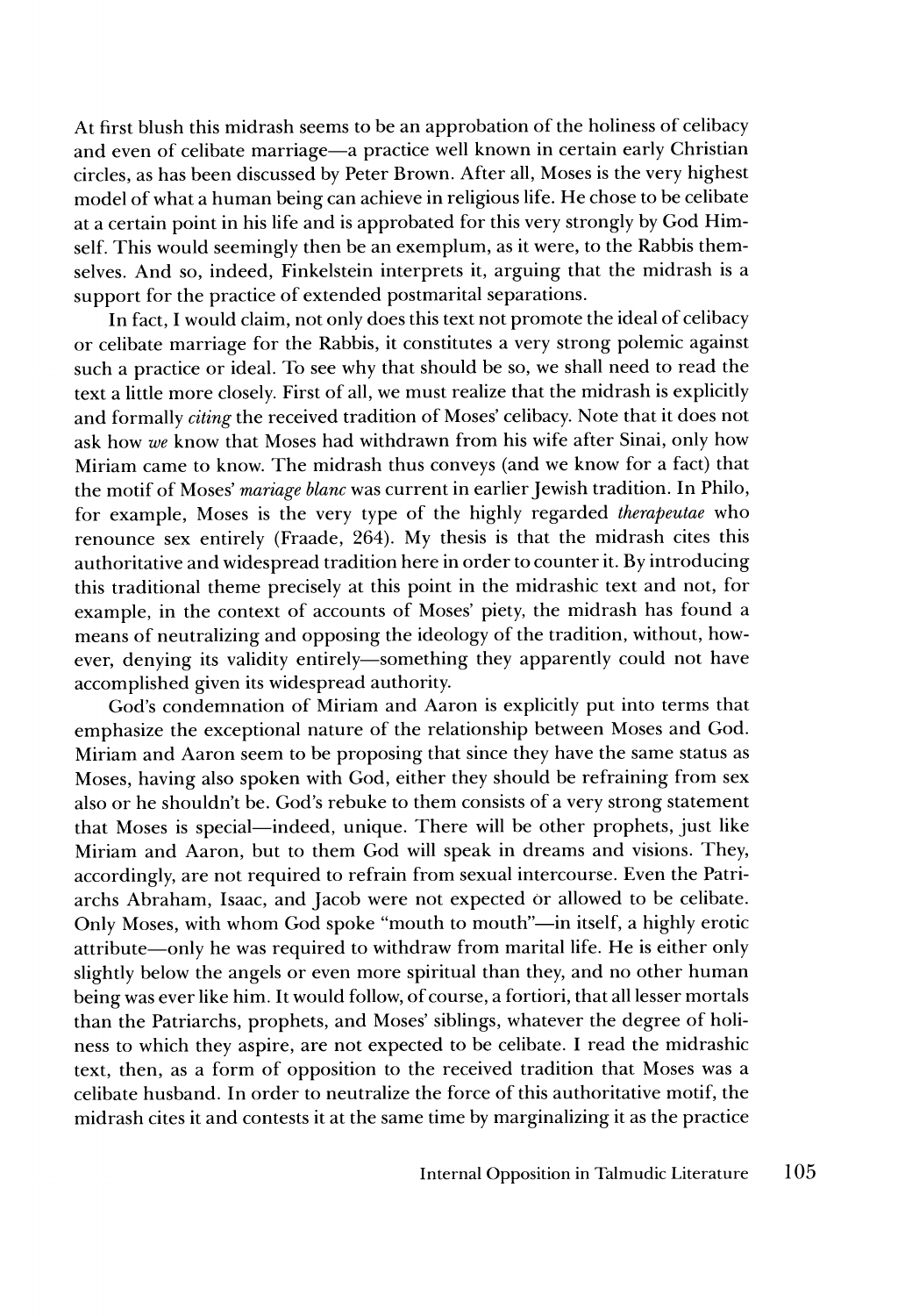At first blush this midrash seems to be an approbation of the holiness of celibacy and even of celibate marriage—a practice well known in certain early Christian circles, as has been discussed by Peter Brown. After all, Moses is the very highest model of what a human being can achieve in religious life. He chose to be celibate at a certain point in his life and is approbated for this very strongly by God Himself. This would seemingly then be an exemplum, as it were, to the Rabbis themselves. And so, indeed, Finkelstein interprets it, arguing that the midrash is a support for the practice of extended postmarital separations.

In fact, I would claim, not only does this text not promote the ideal of celibacy or celibate marriage for the Rabbis, it constitutes a very strong polemic against such a practice or ideal. To see why that should be so, we shall need to read the text a little more closely. First of all, we must realize that the midrash is explicitly and formally *citing* the received tradition of Moses' celibacy. Note that it does not ask how *we* know that Moses had withdrawn from his wife after Sinai, only how Miriam came to know. The midrash thus conveys (and we know for a fact) that the motif of Moses' *mariage blanc* was current in earlier Jewish tradition. In Philo, for example, Moses is the very type of the highly regarded *therapeutae* who renounce sex entirely (Fraade, 264). My thesis is that the midrash cites this authoritative and widespread tradition here in order to counter it. By introducing this traditional theme precisely at this point in the midrashic text and not, for example, in the context of accounts of Moses' piety, the midrash has found a means of neutralizing and opposing the ideology of the tradition, without, however, denying its validity entirely—something they apparently could not have accomplished given its widespread authority.

God's condemnation of Miriam and Aaron is explicitly put into terms that emphasize the exceptional nature of the relationship between Moses and God. Miriam and Aaron seem to be proposing that since they have the same status as Moses, having also spoken with God, either they should be refraining from sex also or he shouldn't be. God's rebuke to them consists of a very strong statement that Moses is special—indeed, unique. There will be other prophets, just like Miriam and Aaron, but to them God will speak in dreams and visions. They, accordingly, are not required to refrain from sexual intercourse. Even the Patriarchs Abraham, Isaac, and Jacob were not expected or allowed to be celibate. Only Moses, with whom God spoke "mouth to mouth"—in itself, a highly erotic attribute—only he was required to withdraw from marital life. He is either only slightly below the angels or even more spiritual than they, and no other human being was ever like him. It would follow, of course, a fortiori, that all lesser mortals than the Patriarchs, prophets, and Moses' siblings, whatever the degree of holiness to which they aspire, are not expected to be celibate. I read the midrashic text, then, as a form of opposition to the received tradition that Moses was a celibate husband. In order to neutralize the force of this authoritative motif, the midrash cites it and contests it at the same time by marginalizing it as the practice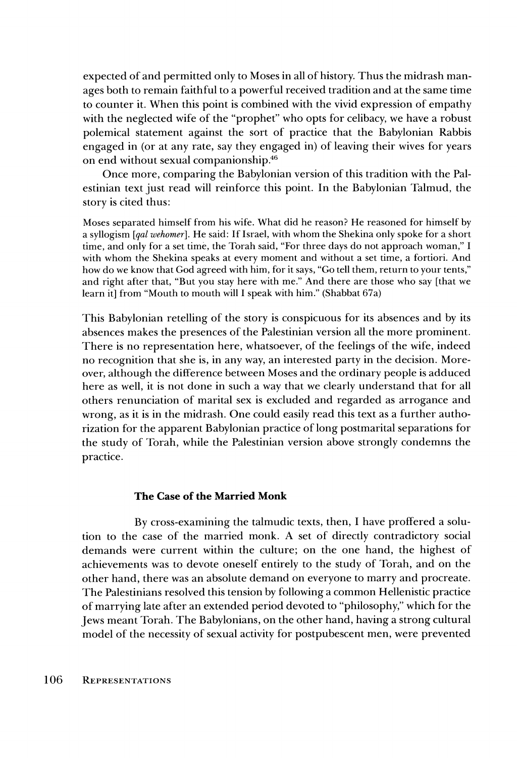expected of and permitted only to Moses in all of history. Thus the midrash manages both to remain faithful to a powerful received tradition and at the same time to counter it. When this point is combined with the vivid expression of empathy with the neglected wife of the "prophet" who opts for celibacy, we have a robust polemical statement against the sort of practice that the Babylonian Rabbis engaged in (or at any rate, say they engaged in) of leaving their wives for years on end without sexual companionship.[46]

Once more, comparing the Babylonian version of this tradition with the Palestinian text just read will reinforce this point. In the Babylonian Talmud, the story is cited thus:

> Moses separated himself from his wife. What did he reason? He reasoned for himself by a syllogism [*qal wehomer*]. He said: If Israel, with whom the Shekina only spoke for a short time, and only for a set time, the Torah said, "For three days do not approach woman," I with whom the Shekina speaks at every moment and without a set time, a fortiori. And how do we know that God agreed with him, for it says, "Go tell them, return to your tents," and right after that, "But you stay here with me." And there are those who say [that we learn it] from "Mouth to mouth will I speak with him." (Shabbat 67a)

This Babylonian retelling of the story is conspicuous for its absences and by its absences makes the presences of the Palestinian version all the more prominent. There is no representation here, whatsoever, of the feelings of the wife, indeed no recognition that she is, in any way, an interested party in the decision. Moreover, although the difference between Moses and the ordinary people is adduced here as well, it is not done in such a way that we clearly understand that for all others renunciation of marital sex is excluded and regarded as arrogance and wrong, as it is in the midrash. One could easily read this text as a further authorization for the apparent Babylonian practice of long postmarital separations for the study of Torah, while the Palestinian version above strongly condemns the practice.

### The Case of the Married Monk

By cross-examining the talmudic texts, then, I have proffered a solution to the case of the married monk. A set of directly contradictory social demands were current within the culture; on the one hand, the highest of achievements was to devote oneself entirely to the study of Torah, and on the other hand, there was an absolute demand on everyone to marry and procreate. The Palestinians resolved this tension by following a common Hellenistic practice of marrying late after an extended period devoted to "philosophy," which for the Jews meant Torah. The Babylonians, on the other hand, having a strong cultural model of the necessity of sexual activity for postpubescent men, were prevented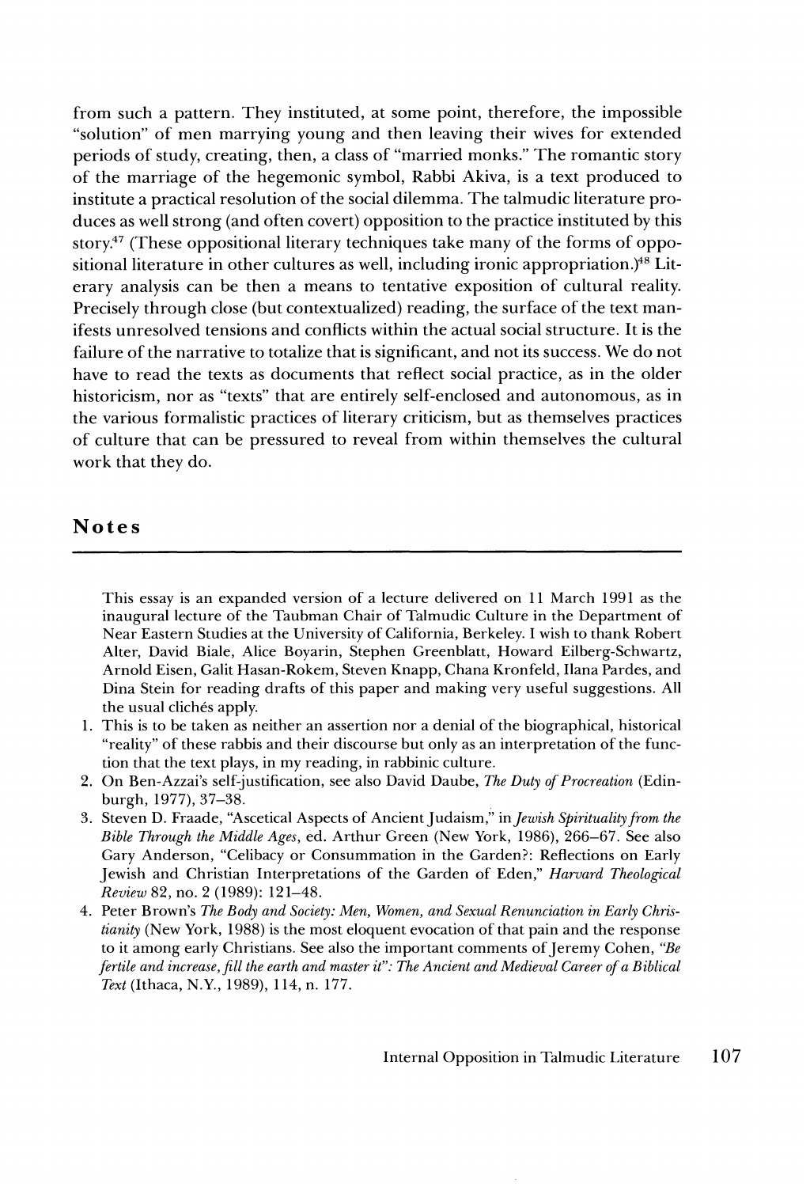from such a pattern. They instituted, at some point, therefore, the impossible "solution" of men marrying young and then leaving their wives for extended periods of study, creating, then, a class of "married monks." The romantic story of the marriage of the hegemonic symbol, Rabbi Akiva, is a text produced to institute a practical resolution of the social dilemma. The talmudic literature produces as well strong (and often covert) opposition to the practice instituted by this story.[47] (These oppositional literary techniques take many of the forms of oppositional literature in other cultures as well, including ironic appropriation.)[48] Literary analysis can be then a means to tentative exposition of cultural reality. Precisely through close (but contextualized) reading, the surface of the text manifests unresolved tensions and conflicts within the actual social structure. It is the failure of the narrative to totalize that is significant, and not its success. We do not have to read the texts as documents that reflect social practice, as in the older historicism, nor as "texts" that are entirely self-enclosed and autonomous, as in the various formalistic practices of literary criticism, but as themselves practices of culture that can be pressured to reveal from within themselves the cultural work that they do.

## Notes

This essay is an expanded version of a lecture delivered on 11 March 1991 as the inaugural lecture of the Taubman Chair of Talmudic Culture in the Department of Near Eastern Studies at the University of California, Berkeley. I wish to thank Robert Alter, David Biale, Alice Boyarin, Stephen Greenblatt, Howard Eilberg-Schwartz, Arnold Eisen, Galit Hasan-Rokem, Steven Knapp, Chana Kronfeld, Ilana Pardes, and Dina Stein for reading drafts of this paper and making very useful suggestions. All the usual clichés apply.

1. This is to be taken as neither an assertion nor a denial of the biographical, historical "reality" of these rabbis and their discourse but only as an interpretation of the function that the text plays, in my reading, in rabbinic culture.
2. On Ben-Azzai's self-justification, see also David Daube, *The Duty of Procreation* (Edinburgh, 1977), 37–38.
3. Steven D. Fraade, "Ascetical Aspects of Ancient Judaism," in *Jewish Spirituality from the Bible Through the Middle Ages*, ed. Arthur Green (New York, 1986), 266–67. See also Gary Anderson, "Celibacy or Consummation in the Garden?: Reflections on Early Jewish and Christian Interpretations of the Garden of Eden," *Harvard Theological Review* 82, no. 2 (1989): 121–48.
4. Peter Brown's *The Body and Society: Men, Women, and Sexual Renunciation in Early Christianity* (New York, 1988) is the most eloquent evocation of that pain and the response to it among early Christians. See also the important comments of Jeremy Cohen, *"Be fertile and increase, fill the earth and master it": The Ancient and Medieval Career of a Biblical Text* (Ithaca, N.Y., 1989), 114, n. 177.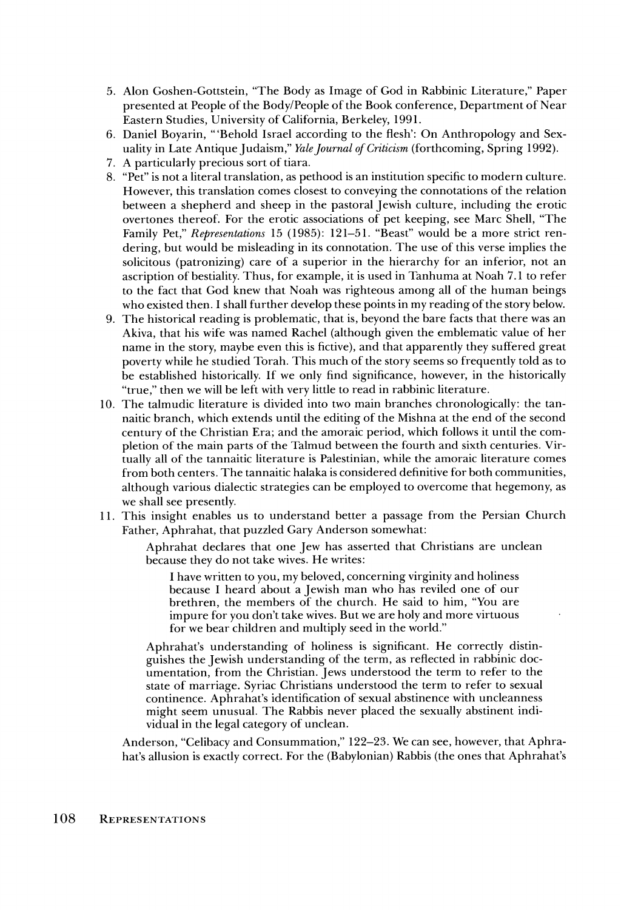5. Alon Goshen-Gottstein, "The Body as Image of God in Rabbinic Literature," Paper presented at People of the Body/People of the Book conference, Department of Near Eastern Studies, University of California, Berkeley, 1991.
6. Daniel Boyarin, "'Behold Israel according to the flesh': On Anthropology and Sexuality in Late Antique Judaism," *Yale Journal of Criticism* (forthcoming, Spring 1992).
7. A particularly precious sort of tiara.
8. "Pet" is not a literal translation, as pethood is an institution specific to modern culture. However, this translation comes closest to conveying the connotations of the relation between a shepherd and sheep in the pastoral Jewish culture, including the erotic overtones thereof. For the erotic associations of pet keeping, see Marc Shell, "The Family Pet," *Representations* 15 (1985): 121–51. "Beast" would be a more strict rendering, but would be misleading in its connotation. The use of this verse implies the solicitous (patronizing) care of a superior in the hierarchy for an inferior, not an ascription of bestiality. Thus, for example, it is used in Tanhuma at Noah 7.1 to refer to the fact that God knew that Noah was righteous among all of the human beings who existed then. I shall further develop these points in my reading of the story below.
9. The historical reading is problematic, that is, beyond the bare facts that there was an Akiva, that his wife was named Rachel (although given the emblematic value of her name in the story, maybe even this is fictive), and that apparently they suffered great poverty while he studied Torah. This much of the story seems so frequently told as to be established historically. If we only find significance, however, in the historically "true," then we will be left with very little to read in rabbinic literature.
10. The talmudic literature is divided into two main branches chronologically: the tannaitic branch, which extends until the editing of the Mishna at the end of the second century of the Christian Era; and the amoraic period, which follows it until the completion of the main parts of the Talmud between the fourth and sixth centuries. Virtually all of the tannaitic literature is Palestinian, while the amoraic literature comes from both centers. The tannaitic halaka is considered definitive for both communities, although various dialectic strategies can be employed to overcome that hegemony, as we shall see presently.
11. This insight enables us to understand better a passage from the Persian Church Father, Aphrahat, that puzzled Gary Anderson somewhat:

    > Aphrahat declares that one Jew has asserted that Christians are unclean because they do not take wives. He writes:
    >
    > > I have written to you, my beloved, concerning virginity and holiness because I heard about a Jewish man who has reviled one of our brethren, the members of the church. He said to him, "You are impure for you don't take wives. But we are holy and more virtuous for we bear children and multiply seed in the world."
    >
    > Aphrahat's understanding of holiness is significant. He correctly distinguishes the Jewish understanding of the term, as reflected in rabbinic documentation, from the Christian. Jews understood the term to refer to the state of marriage. Syriac Christians understood the term to refer to sexual continence. Aphrahat's identification of sexual abstinence with uncleanness might seem unusual. The Rabbis never placed the sexually abstinent individual in the legal category of unclean.

    Anderson, "Celibacy and Consummation," 122–23. We can see, however, that Aphrahat's allusion is exactly correct. For the (Babylonian) Rabbis (the ones that Aphrahat's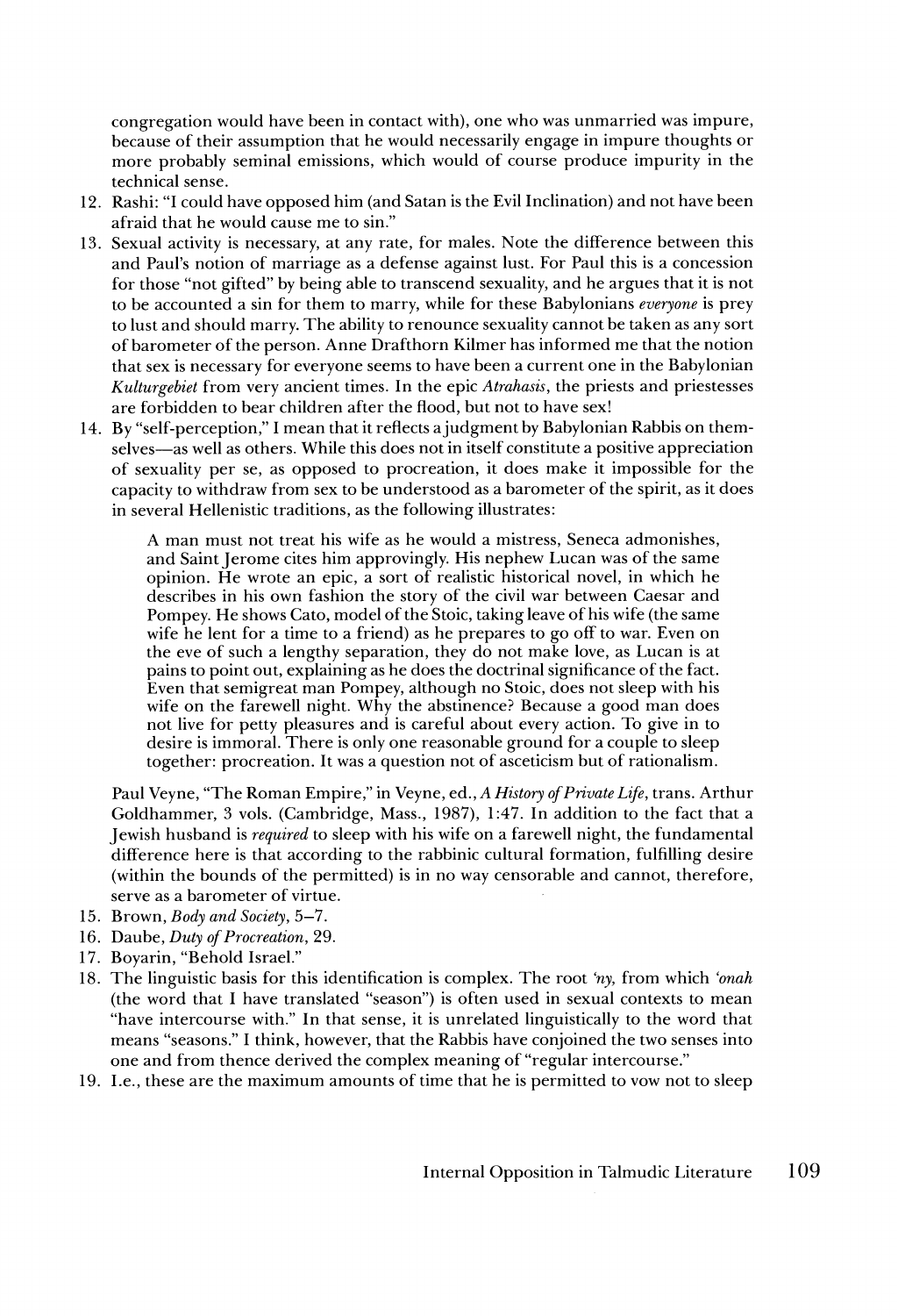congregation would have been in contact with), one who was unmarried was impure, because of their assumption that he would necessarily engage in impure thoughts or more probably seminal emissions, which would of course produce impurity in the technical sense.

12. Rashi: "I could have opposed him (and Satan is the Evil Inclination) and not have been afraid that he would cause me to sin."
13. Sexual activity is necessary, at any rate, for males. Note the difference between this and Paul's notion of marriage as a defense against lust. For Paul this is a concession for those "not gifted" by being able to transcend sexuality, and he argues that it is not to be accounted a sin for them to marry, while for these Babylonians *everyone* is prey to lust and should marry. The ability to renounce sexuality cannot be taken as any sort of barometer of the person. Anne Drafthorn Kilmer has informed me that the notion that sex is necessary for everyone seems to have been a current one in the Babylonian *Kulturgebiet* from very ancient times. In the epic *Atrahasis*, the priests and priestesses are forbidden to bear children after the flood, but not to have sex!
14. By "self-perception," I mean that it reflects a judgment by Babylonian Rabbis on themselves—as well as others. While this does not in itself constitute a positive appreciation of sexuality per se, as opposed to procreation, it does make it impossible for the capacity to withdraw from sex to be understood as a barometer of the spirit, as it does in several Hellenistic traditions, as the following illustrates:

    > A man must not treat his wife as he would a mistress, Seneca admonishes, and Saint Jerome cites him approvingly. His nephew Lucan was of the same opinion. He wrote an epic, a sort of realistic historical novel, in which he describes in his own fashion the story of the civil war between Caesar and Pompey. He shows Cato, model of the Stoic, taking leave of his wife (the same wife he lent for a time to a friend) as he prepares to go off to war. Even on the eve of such a lengthy separation, they do not make love, as Lucan is at pains to point out, explaining as he does the doctrinal significance of the fact. Even that semigreat man Pompey, although no Stoic, does not sleep with his wife on the farewell night. Why the abstinence? Because a good man does not live for petty pleasures and is careful about every action. To give in to desire is immoral. There is only one reasonable ground for a couple to sleep together: procreation. It was a question not of asceticism but of rationalism.

    Paul Veyne, "The Roman Empire," in Veyne, ed., *A History of Private Life*, trans. Arthur Goldhammer, 3 vols. (Cambridge, Mass., 1987), 1:47. In addition to the fact that a Jewish husband is *required* to sleep with his wife on a farewell night, the fundamental difference here is that according to the rabbinic cultural formation, fulfilling desire (within the bounds of the permitted) is in no way censorable and cannot, therefore, serve as a barometer of virtue.
15. Brown, *Body and Society*, 5–7.
16. Daube, *Duty of Procreation*, 29.
17. Boyarin, "Behold Israel."
18. The linguistic basis for this identification is complex. The root *'ny*, from which *'onah* (the word that I have translated "season") is often used in sexual contexts to mean "have intercourse with." In that sense, it is unrelated linguistically to the word that means "seasons." I think, however, that the Rabbis have conjoined the two senses into one and from thence derived the complex meaning of "regular intercourse."
19. I.e., these are the maximum amounts of time that he is permitted to vow not to sleep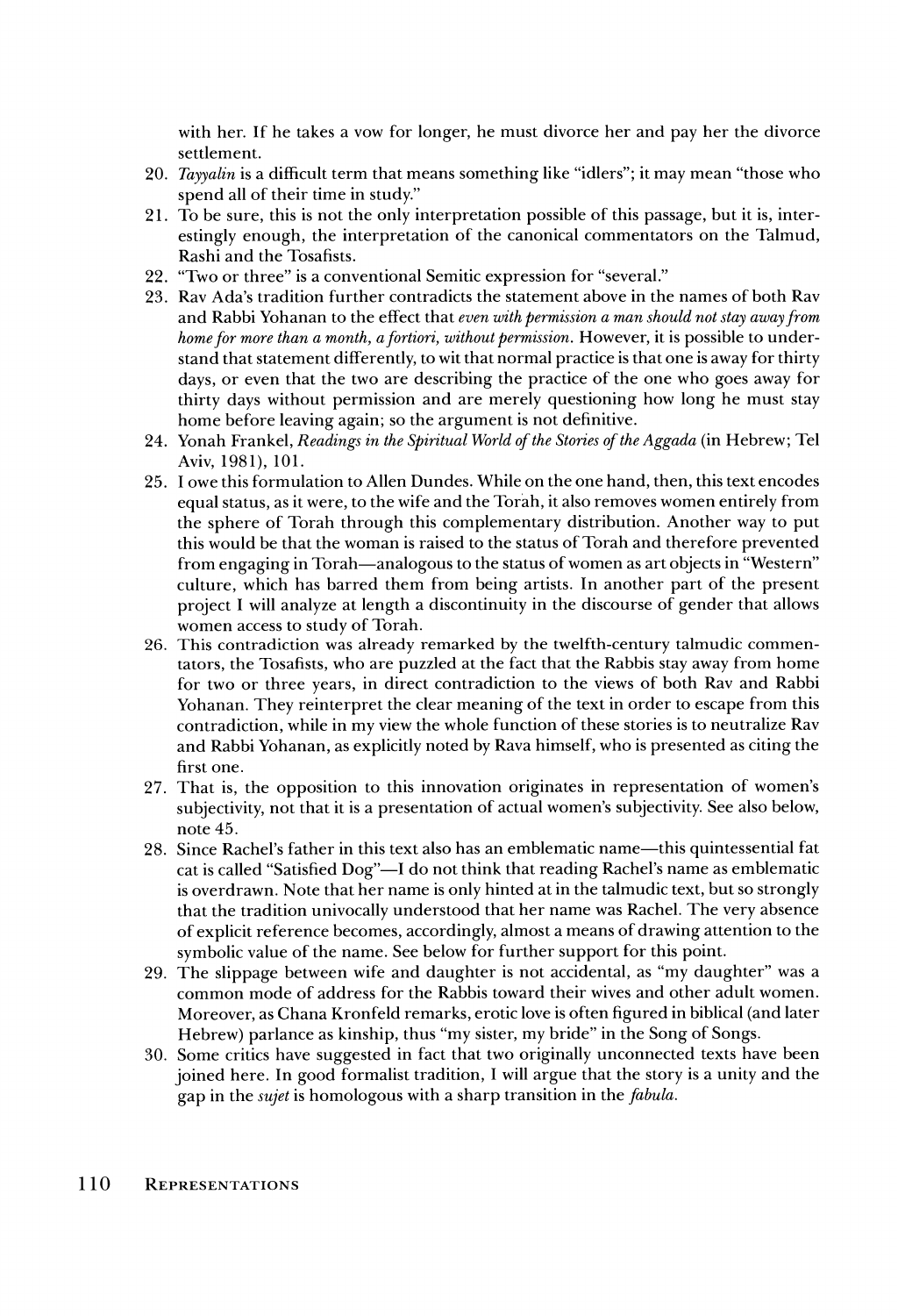with her. If he takes a vow for longer, he must divorce her and pay her the divorce settlement.

20. *Tayyalin* is a difficult term that means something like "idlers"; it may mean "those who spend all of their time in study."
21. To be sure, this is not the only interpretation possible of this passage, but it is, interestingly enough, the interpretation of the canonical commentators on the Talmud, Rashi and the Tosafists.
22. "Two or three" is a conventional Semitic expression for "several."
23. Rav Ada's tradition further contradicts the statement above in the names of both Rav and Rabbi Yohanan to the effect that *even with permission a man should not stay away from home for more than a month, a fortiori, without permission*. However, it is possible to understand that statement differently, to wit that normal practice is that one is away for thirty days, or even that the two are describing the practice of the one who goes away for thirty days without permission and are merely questioning how long he must stay home before leaving again; so the argument is not definitive.
24. Yonah Frankel, *Readings in the Spiritual World of the Stories of the Aggada* (in Hebrew; Tel Aviv, 1981), 101.
25. I owe this formulation to Allen Dundes. While on the one hand, then, this text encodes equal status, as it were, to the wife and the Torah, it also removes women entirely from the sphere of Torah through this complementary distribution. Another way to put this would be that the woman is raised to the status of Torah and therefore prevented from engaging in Torah—analogous to the status of women as art objects in "Western" culture, which has barred them from being artists. In another part of the present project I will analyze at length a discontinuity in the discourse of gender that allows women access to study of Torah.
26. This contradiction was already remarked by the twelfth-century talmudic commentators, the Tosafists, who are puzzled at the fact that the Rabbis stay away from home for two or three years, in direct contradiction to the views of both Rav and Rabbi Yohanan. They reinterpret the clear meaning of the text in order to escape from this contradiction, while in my view the whole function of these stories is to neutralize Rav and Rabbi Yohanan, as explicitly noted by Rava himself, who is presented as citing the first one.
27. That is, the opposition to this innovation originates in representation of women's subjectivity, not that it is a presentation of actual women's subjectivity. See also below, note 45.
28. Since Rachel's father in this text also has an emblematic name—this quintessential fat cat is called "Satisfied Dog"—I do not think that reading Rachel's name as emblematic is overdrawn. Note that her name is only hinted at in the talmudic text, but so strongly that the tradition univocally understood that her name was Rachel. The very absence of explicit reference becomes, accordingly, almost a means of drawing attention to the symbolic value of the name. See below for further support for this point.
29. The slippage between wife and daughter is not accidental, as "my daughter" was a common mode of address for the Rabbis toward their wives and other adult women. Moreover, as Chana Kronfeld remarks, erotic love is often figured in biblical (and later Hebrew) parlance as kinship, thus "my sister, my bride" in the Song of Songs.
30. Some critics have suggested in fact that two originally unconnected texts have been joined here. In good formalist tradition, I will argue that the story is a unity and the gap in the *sujet* is homologous with a sharp transition in the *fabula*.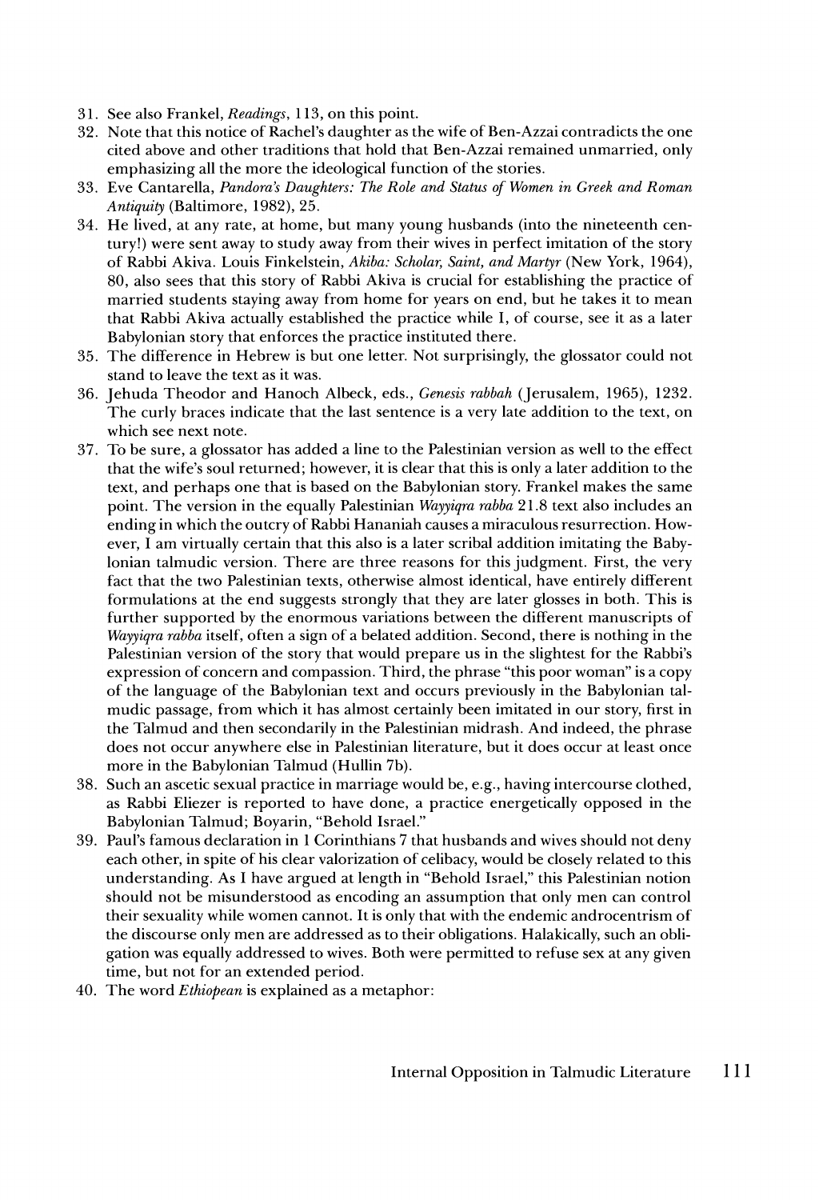31. See also Frankel, *Readings*, 113, on this point.
32. Note that this notice of Rachel's daughter as the wife of Ben-Azzai contradicts the one cited above and other traditions that hold that Ben-Azzai remained unmarried, only emphasizing all the more the ideological function of the stories.
33. Eve Cantarella, *Pandora's Daughters: The Role and Status of Women in Greek and Roman Antiquity* (Baltimore, 1982), 25.
34. He lived, at any rate, at home, but many young husbands (into the nineteenth century!) were sent away to study away from their wives in perfect imitation of the story of Rabbi Akiva. Louis Finkelstein, *Akiba: Scholar, Saint, and Martyr* (New York, 1964), 80, also sees that this story of Rabbi Akiva is crucial for establishing the practice of married students staying away from home for years on end, but he takes it to mean that Rabbi Akiva actually established the practice while I, of course, see it as a later Babylonian story that enforces the practice instituted there.
35. The difference in Hebrew is but one letter. Not surprisingly, the glossator could not stand to leave the text as it was.
36. Jehuda Theodor and Hanoch Albeck, eds., *Genesis rabbah* (Jerusalem, 1965), 1232. The curly braces indicate that the last sentence is a very late addition to the text, on which see next note.
37. To be sure, a glossator has added a line to the Palestinian version as well to the effect that the wife's soul returned; however, it is clear that this is only a later addition to the text, and perhaps one that is based on the Babylonian story. Frankel makes the same point. The version in the equally Palestinian *Wayyiqra rabba* 21.8 text also includes an ending in which the outcry of Rabbi Hananiah causes a miraculous resurrection. However, I am virtually certain that this also is a later scribal addition imitating the Babylonian talmudic version. There are three reasons for this judgment. First, the very fact that the two Palestinian texts, otherwise almost identical, have entirely different formulations at the end suggests strongly that they are later glosses in both. This is further supported by the enormous variations between the different manuscripts of *Wayyiqra rabba* itself, often a sign of a belated addition. Second, there is nothing in the Palestinian version of the story that would prepare us in the slightest for the Rabbi's expression of concern and compassion. Third, the phrase "this poor woman" is a copy of the language of the Babylonian text and occurs previously in the Babylonian talmudic passage, from which it has almost certainly been imitated in our story, first in the Talmud and then secondarily in the Palestinian midrash. And indeed, the phrase does not occur anywhere else in Palestinian literature, but it does occur at least once more in the Babylonian Talmud (Hullin 7b).
38. Such an ascetic sexual practice in marriage would be, e.g., having intercourse clothed, as Rabbi Eliezer is reported to have done, a practice energetically opposed in the Babylonian Talmud; Boyarin, "Behold Israel."
39. Paul's famous declaration in 1 Corinthians 7 that husbands and wives should not deny each other, in spite of his clear valorization of celibacy, would be closely related to this understanding. As I have argued at length in "Behold Israel," this Palestinian notion should not be misunderstood as encoding an assumption that only men can control their sexuality while women cannot. It is only that with the endemic androcentrism of the discourse only men are addressed as to their obligations. Halakically, such an obligation was equally addressed to wives. Both were permitted to refuse sex at any given time, but not for an extended period.
40. The word *Ethiopean* is explained as a metaphor: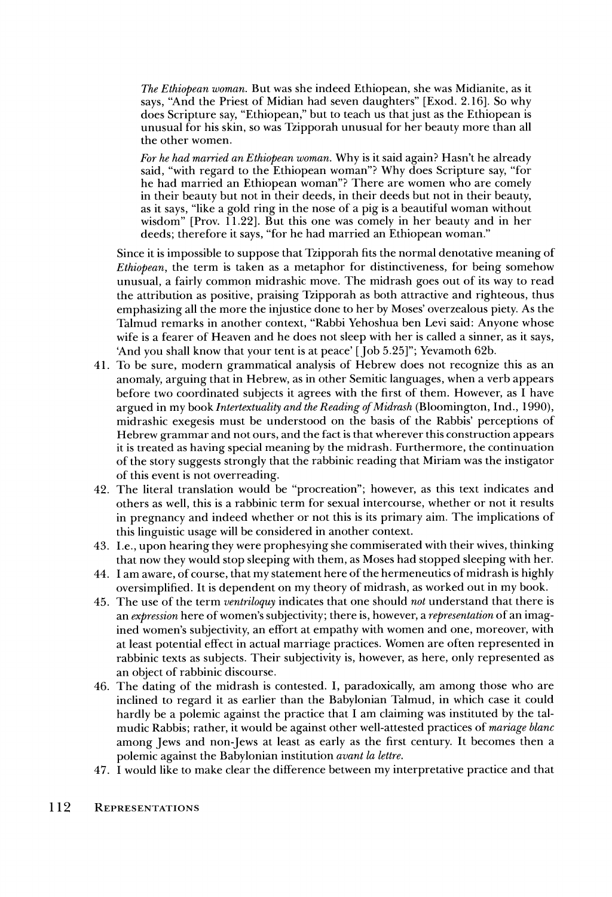> *The Ethiopean woman.* But was she indeed Ethiopean, she was Midianite, as it says, "And the Priest of Midian had seven daughters" [Exod. 2.16]. So why does Scripture say, "Ethiopean," but to teach us that just as the Ethiopean is unusual for his skin, so was Tzipporah unusual for her beauty more than all the other women.
>
> *For he had married an Ethiopean woman.* Why is it said again? Hasn't he already said, "with regard to the Ethiopean woman"? Why does Scripture say, "for he had married an Ethiopean woman"? There are women who are comely in their beauty but not in their deeds, in their deeds but not in their beauty, as it says, "like a gold ring in the nose of a pig is a beautiful woman without wisdom" [Prov. 11.22]. But this one was comely in her beauty and in her deeds; therefore it says, "for he had married an Ethiopean woman."

Since it is impossible to suppose that Tzipporah fits the normal denotative meaning of *Ethiopean*, the term is taken as a metaphor for distinctiveness, for being somehow unusual, a fairly common midrashic move. The midrash goes out of its way to read the attribution as positive, praising Tzipporah as both attractive and righteous, thus emphasizing all the more the injustice done to her by Moses' overzealous piety. As the Talmud remarks in another context, "Rabbi Yehoshua ben Levi said: Anyone whose wife is a fearer of Heaven and he does not sleep with her is called a sinner, as it says, 'And you shall know that your tent is at peace' [Job 5.25]"; Yevamoth 62b.

41. To be sure, modern grammatical analysis of Hebrew does not recognize this as an anomaly, arguing that in Hebrew, as in other Semitic languages, when a verb appears before two coordinated subjects it agrees with the first of them. However, as I have argued in my book *Intertextuality and the Reading of Midrash* (Bloomington, Ind., 1990), midrashic exegesis must be understood on the basis of the Rabbis' perceptions of Hebrew grammar and not ours, and the fact is that wherever this construction appears it is treated as having special meaning by the midrash. Furthermore, the continuation of the story suggests strongly that the rabbinic reading that Miriam was the instigator of this event is not overreading.
42. The literal translation would be "procreation"; however, as this text indicates and others as well, this is a rabbinic term for sexual intercourse, whether or not it results in pregnancy and indeed whether or not this is its primary aim. The implications of this linguistic usage will be considered in another context.
43. I.e., upon hearing they were prophesying she commiserated with their wives, thinking that now they would stop sleeping with them, as Moses had stopped sleeping with her.
44. I am aware, of course, that my statement here of the hermeneutics of midrash is highly oversimplified. It is dependent on my theory of midrash, as worked out in my book.
45. The use of the term *ventriloquy* indicates that one should *not* understand that there is an *expression* here of women's subjectivity; there is, however, a *representation* of an imagined women's subjectivity, an effort at empathy with women and one, moreover, with at least potential effect in actual marriage practices. Women are often represented in rabbinic texts as subjects. Their subjectivity is, however, as here, only represented as an object of rabbinic discourse.
46. The dating of the midrash is contested. I, paradoxically, am among those who are inclined to regard it as earlier than the Babylonian Talmud, in which case it could hardly be a polemic against the practice that I am claiming was instituted by the talmudic Rabbis; rather, it would be against other well-attested practices of *mariage blanc* among Jews and non-Jews at least as early as the first century. It becomes then a polemic against the Babylonian institution *avant la lettre*.
47. I would like to make clear the difference between my interpretative practice and that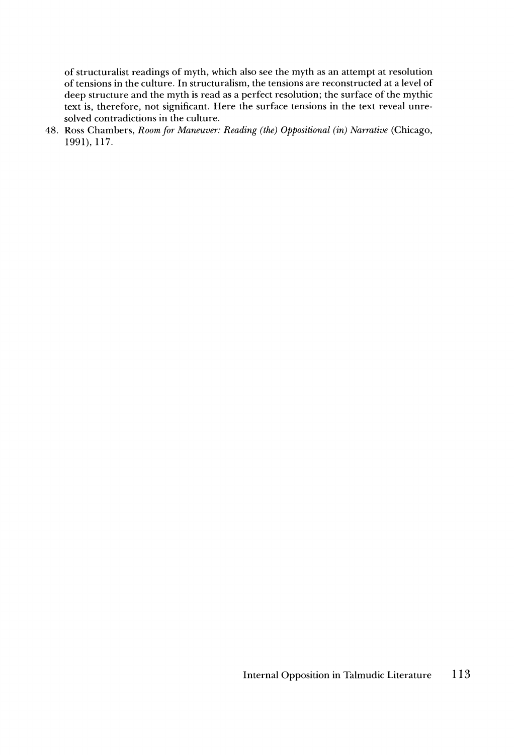of structuralist readings of myth, which also see the myth as an attempt at resolution of tensions in the culture. In structuralism, the tensions are reconstructed at a level of deep structure and the myth is read as a perfect resolution; the surface of the mythic text is, therefore, not significant. Here the surface tensions in the text reveal unresolved contradictions in the culture.

48. Ross Chambers, *Room for Maneuver: Reading (the) Oppositional (in) Narrative* (Chicago, 1991), 117.